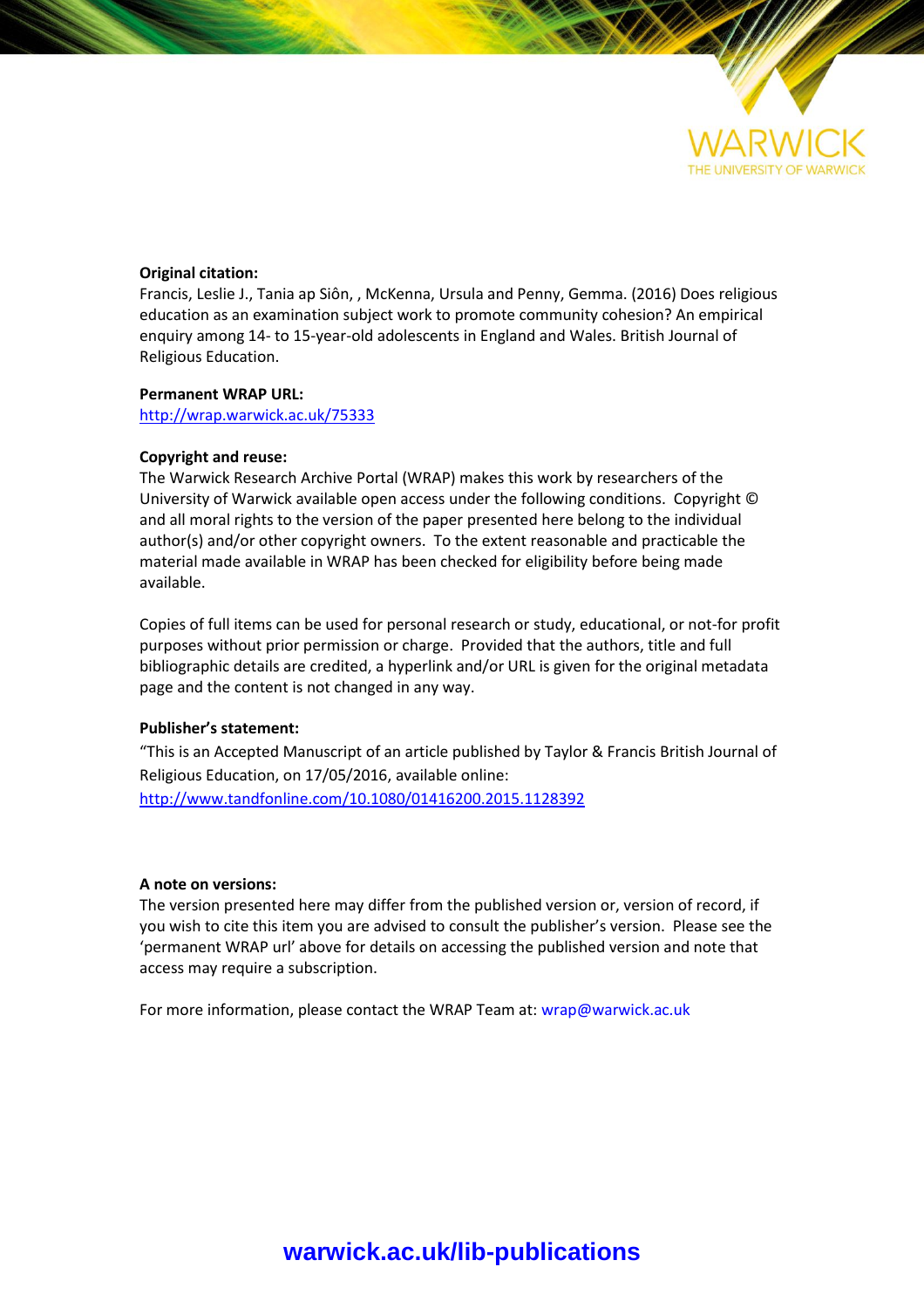WARWICK

THE UNIVERSITY OF WARWICK

**Original citation:**
Francis, Leslie J., Tania ap Siôn, , McKenna, Ursula and Penny, Gemma. (2016) Does religious education as an examination subject work to promote community cohesion? An empirical enquiry among 14- to 15-year-old adolescents in England and Wales. British Journal of Religious Education.

**Permanent WRAP URL:**
http://wrap.warwick.ac.uk/75333

**Copyright and reuse:**
The Warwick Research Archive Portal (WRAP) makes this work by researchers of the University of Warwick available open access under the following conditions. Copyright © and all moral rights to the version of the paper presented here belong to the individual author(s) and/or other copyright owners. To the extent reasonable and practicable the material made available in WRAP has been checked for eligibility before being made available.

Copies of full items can be used for personal research or study, educational, or not-for profit purposes without prior permission or charge. Provided that the authors, title and full bibliographic details are credited, a hyperlink and/or URL is given for the original metadata page and the content is not changed in any way.

**Publisher's statement:**
"This is an Accepted Manuscript of an article published by Taylor & Francis British Journal of Religious Education, on 17/05/2016, available online:
http://www.tandfonline.com/10.1080/01416200.2015.1128392

**A note on versions:**
The version presented here may differ from the published version or, version of record, if you wish to cite this item you are advised to consult the publisher's version. Please see the 'permanent WRAP url' above for details on accessing the published version and note that access may require a subscription.

For more information, please contact the WRAP Team at: wrap@warwick.ac.uk

**warwick.ac.uk/lib-publications**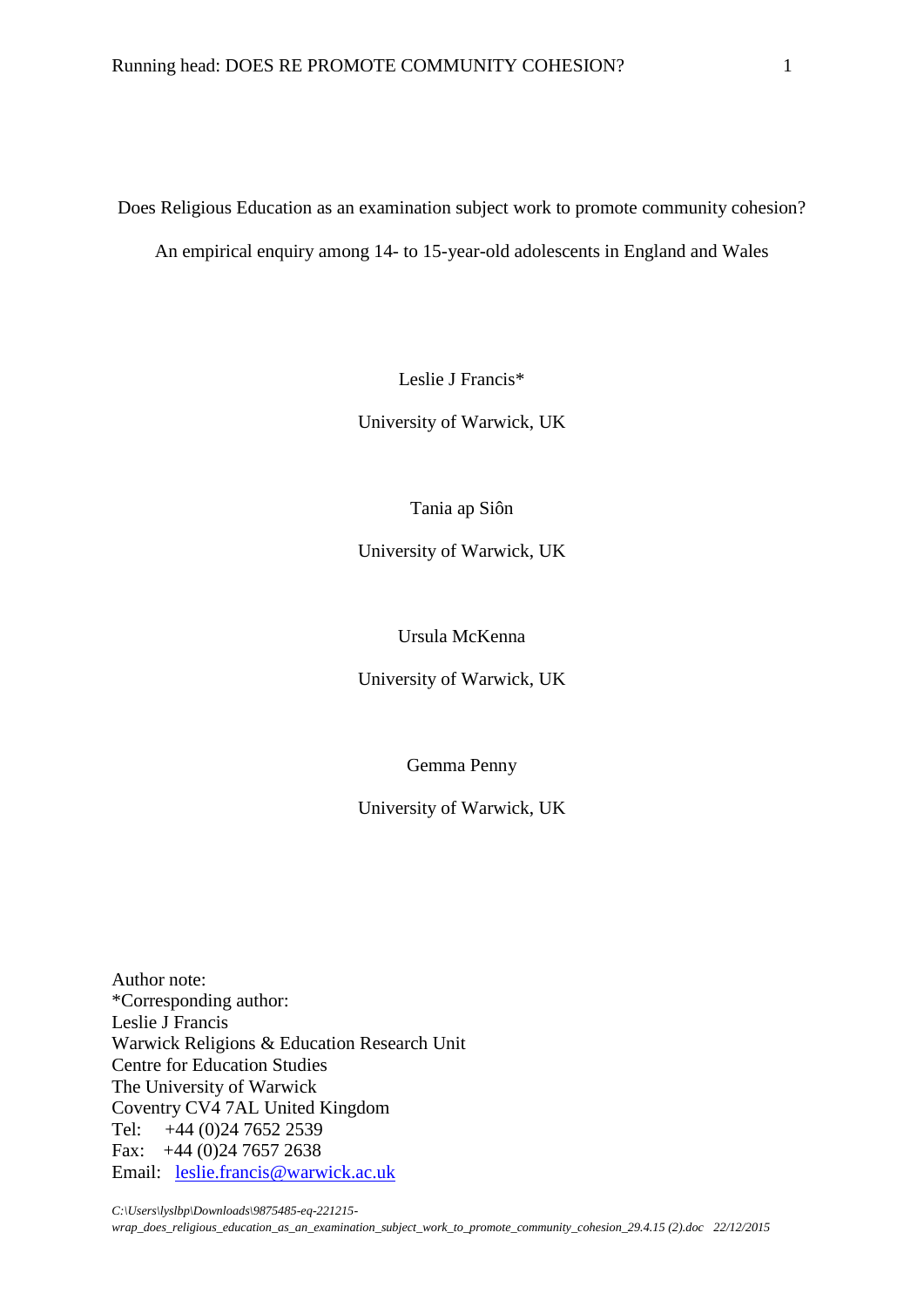Does Religious Education as an examination subject work to promote community cohesion?

An empirical enquiry among 14- to 15-year-old adolescents in England and Wales

Leslie J Francis*

University of Warwick, UK

Tania ap Siôn

University of Warwick, UK

Ursula McKenna

University of Warwick, UK

Gemma Penny

University of Warwick, UK

Author note:
*Corresponding author:
Leslie J Francis
Warwick Religions & Education Research Unit
Centre for Education Studies
The University of Warwick
Coventry CV4 7AL United Kingdom
Tel: +44 (0)24 7652 2539
Fax: +44 (0)24 7657 2638
Email: leslie.francis@warwick.ac.uk

*C:\Users\lyslbp\Downloads\9875485-eq-221215-wrap_does_religious_education_as_an_examination_subject_work_to_promote_community_cohesion_29.4.15 (2).doc 22/12/2015*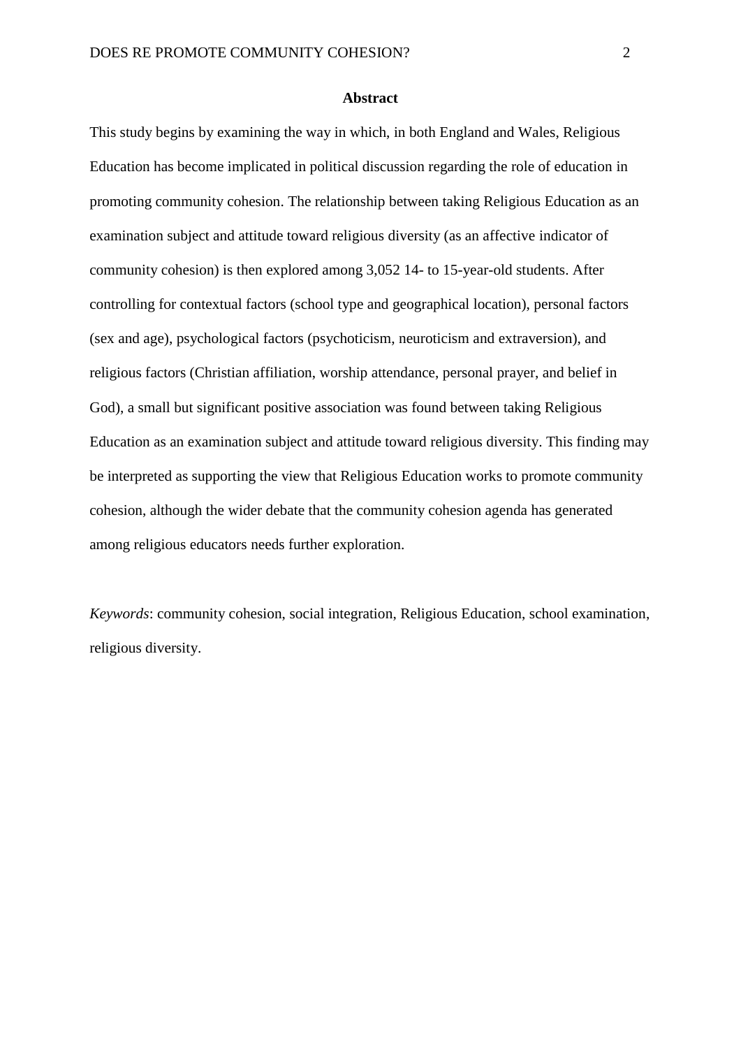## Abstract

This study begins by examining the way in which, in both England and Wales, Religious Education has become implicated in political discussion regarding the role of education in promoting community cohesion. The relationship between taking Religious Education as an examination subject and attitude toward religious diversity (as an affective indicator of community cohesion) is then explored among 3,052 14- to 15-year-old students. After controlling for contextual factors (school type and geographical location), personal factors (sex and age), psychological factors (psychoticism, neuroticism and extraversion), and religious factors (Christian affiliation, worship attendance, personal prayer, and belief in God), a small but significant positive association was found between taking Religious Education as an examination subject and attitude toward religious diversity. This finding may be interpreted as supporting the view that Religious Education works to promote community cohesion, although the wider debate that the community cohesion agenda has generated among religious educators needs further exploration.

*Keywords*: community cohesion, social integration, Religious Education, school examination, religious diversity.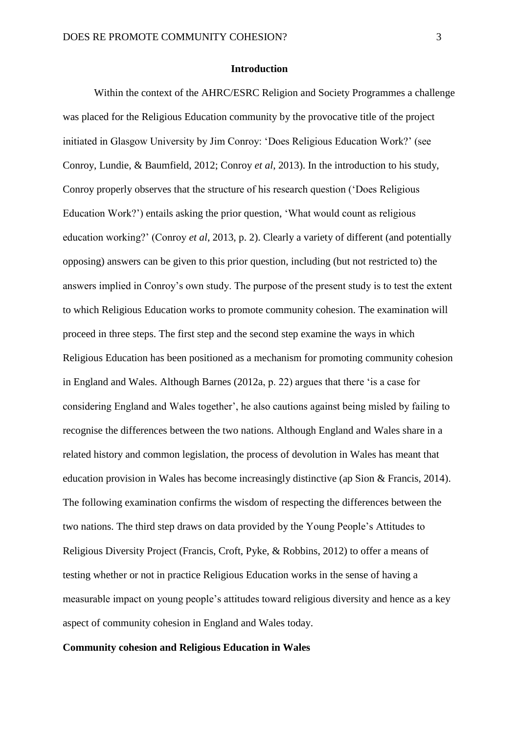## Introduction

Within the context of the AHRC/ESRC Religion and Society Programmes a challenge was placed for the Religious Education community by the provocative title of the project initiated in Glasgow University by Jim Conroy: 'Does Religious Education Work?' (see Conroy, Lundie, & Baumfield, 2012; Conroy *et al*, 2013). In the introduction to his study, Conroy properly observes that the structure of his research question ('Does Religious Education Work?') entails asking the prior question, 'What would count as religious education working?' (Conroy *et al*, 2013, p. 2). Clearly a variety of different (and potentially opposing) answers can be given to this prior question, including (but not restricted to) the answers implied in Conroy's own study. The purpose of the present study is to test the extent to which Religious Education works to promote community cohesion. The examination will proceed in three steps. The first step and the second step examine the ways in which Religious Education has been positioned as a mechanism for promoting community cohesion in England and Wales. Although Barnes (2012a, p. 22) argues that there 'is a case for considering England and Wales together', he also cautions against being misled by failing to recognise the differences between the two nations. Although England and Wales share in a related history and common legislation, the process of devolution in Wales has meant that education provision in Wales has become increasingly distinctive (ap Sion & Francis, 2014). The following examination confirms the wisdom of respecting the differences between the two nations. The third step draws on data provided by the Young People's Attitudes to Religious Diversity Project (Francis, Croft, Pyke, & Robbins, 2012) to offer a means of testing whether or not in practice Religious Education works in the sense of having a measurable impact on young people's attitudes toward religious diversity and hence as a key aspect of community cohesion in England and Wales today.

### Community cohesion and Religious Education in Wales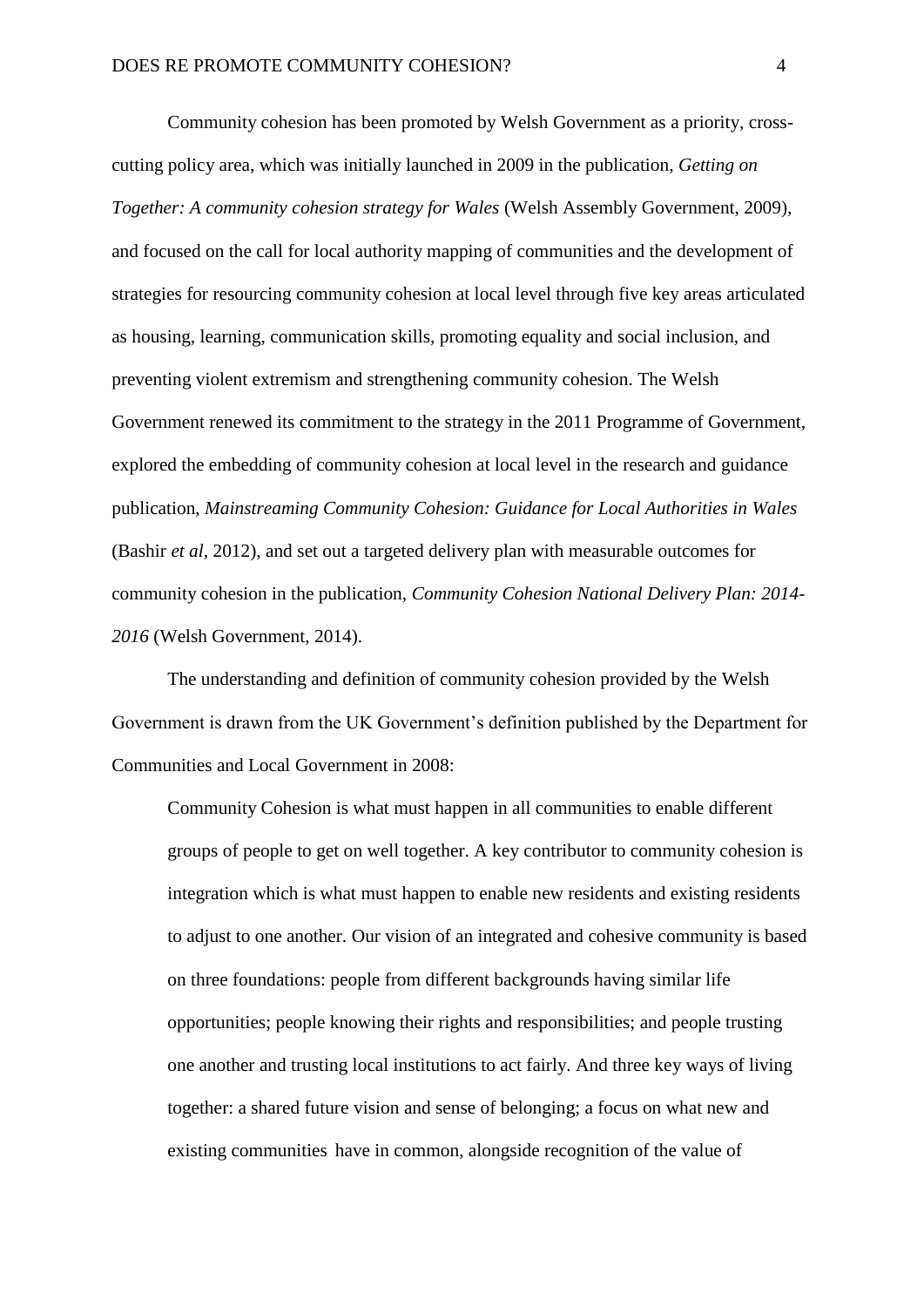Community cohesion has been promoted by Welsh Government as a priority, cross-cutting policy area, which was initially launched in 2009 in the publication, *Getting on Together: A community cohesion strategy for Wales* (Welsh Assembly Government, 2009), and focused on the call for local authority mapping of communities and the development of strategies for resourcing community cohesion at local level through five key areas articulated as housing, learning, communication skills, promoting equality and social inclusion, and preventing violent extremism and strengthening community cohesion. The Welsh Government renewed its commitment to the strategy in the 2011 Programme of Government, explored the embedding of community cohesion at local level in the research and guidance publication, *Mainstreaming Community Cohesion: Guidance for Local Authorities in Wales* (Bashir *et al*, 2012), and set out a targeted delivery plan with measurable outcomes for community cohesion in the publication, *Community Cohesion National Delivery Plan: 2014-2016* (Welsh Government, 2014).

The understanding and definition of community cohesion provided by the Welsh Government is drawn from the UK Government's definition published by the Department for Communities and Local Government in 2008:

> Community Cohesion is what must happen in all communities to enable different groups of people to get on well together. A key contributor to community cohesion is integration which is what must happen to enable new residents and existing residents to adjust to one another. Our vision of an integrated and cohesive community is based on three foundations: people from different backgrounds having similar life opportunities; people knowing their rights and responsibilities; and people trusting one another and trusting local institutions to act fairly. And three key ways of living together: a shared future vision and sense of belonging; a focus on what new and existing communities have in common, alongside recognition of the value of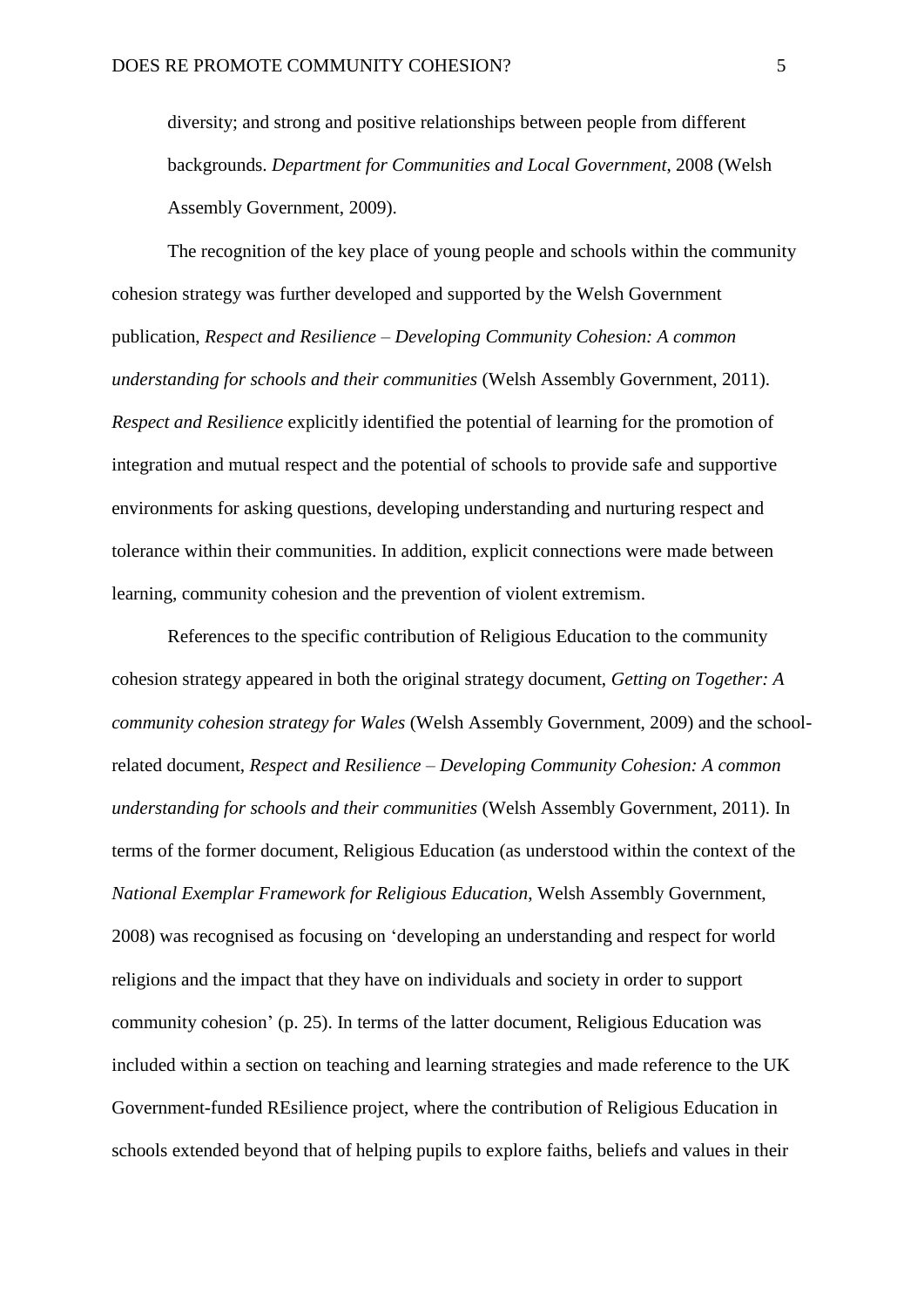diversity; and strong and positive relationships between people from different backgrounds. *Department for Communities and Local Government*, 2008 (Welsh Assembly Government, 2009).

The recognition of the key place of young people and schools within the community cohesion strategy was further developed and supported by the Welsh Government publication, *Respect and Resilience – Developing Community Cohesion: A common understanding for schools and their communities* (Welsh Assembly Government, 2011). *Respect and Resilience* explicitly identified the potential of learning for the promotion of integration and mutual respect and the potential of schools to provide safe and supportive environments for asking questions, developing understanding and nurturing respect and tolerance within their communities. In addition, explicit connections were made between learning, community cohesion and the prevention of violent extremism.

References to the specific contribution of Religious Education to the community cohesion strategy appeared in both the original strategy document, *Getting on Together: A community cohesion strategy for Wales* (Welsh Assembly Government, 2009) and the school-related document, *Respect and Resilience – Developing Community Cohesion: A common understanding for schools and their communities* (Welsh Assembly Government, 2011). In terms of the former document, Religious Education (as understood within the context of the *National Exemplar Framework for Religious Education,* Welsh Assembly Government, 2008) was recognised as focusing on 'developing an understanding and respect for world religions and the impact that they have on individuals and society in order to support community cohesion' (p. 25). In terms of the latter document, Religious Education was included within a section on teaching and learning strategies and made reference to the UK Government-funded REsilience project, where the contribution of Religious Education in schools extended beyond that of helping pupils to explore faiths, beliefs and values in their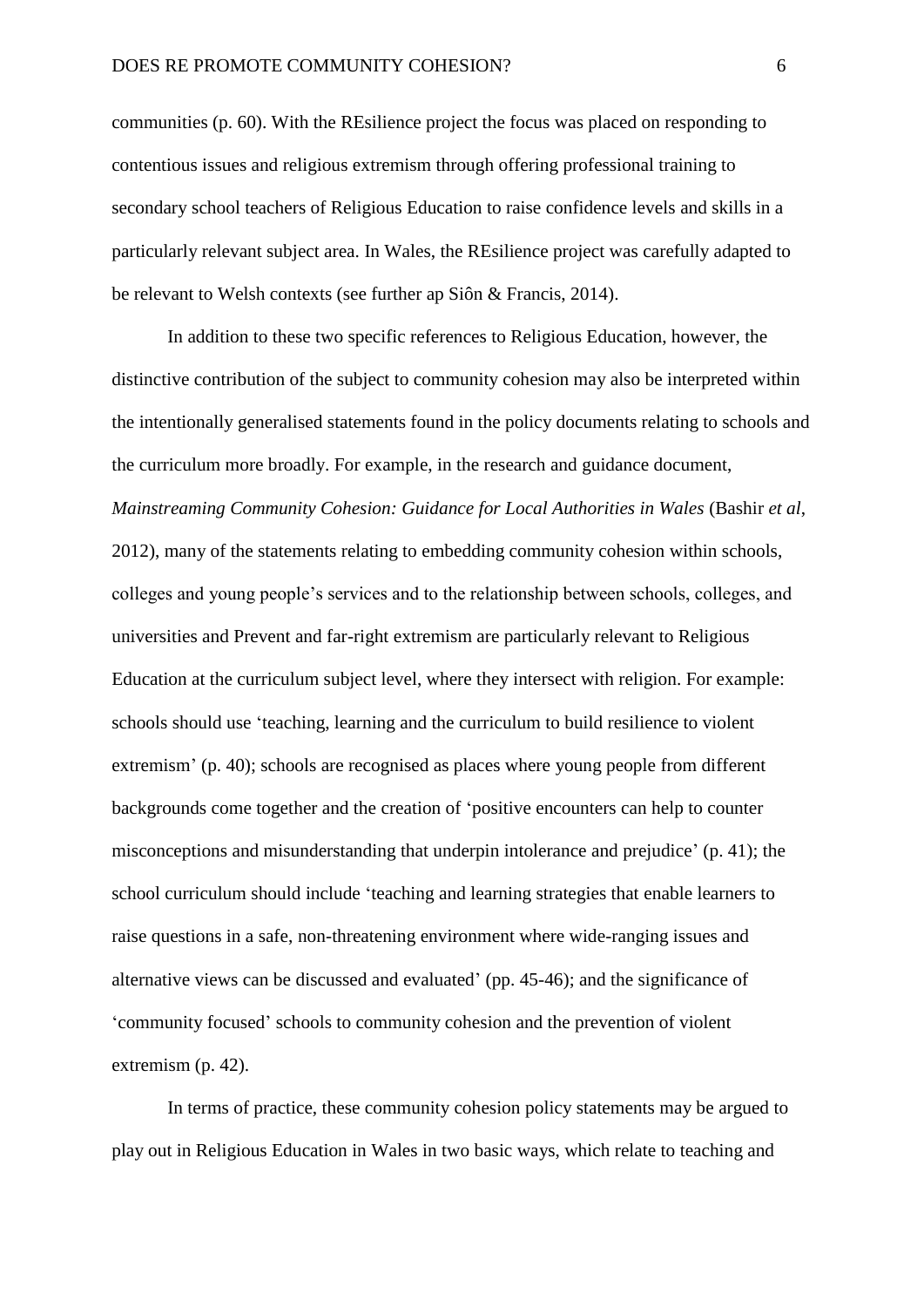communities (p. 60). With the REsilience project the focus was placed on responding to contentious issues and religious extremism through offering professional training to secondary school teachers of Religious Education to raise confidence levels and skills in a particularly relevant subject area. In Wales, the REsilience project was carefully adapted to be relevant to Welsh contexts (see further ap Siôn & Francis, 2014).

In addition to these two specific references to Religious Education, however, the distinctive contribution of the subject to community cohesion may also be interpreted within the intentionally generalised statements found in the policy documents relating to schools and the curriculum more broadly. For example, in the research and guidance document, *Mainstreaming Community Cohesion: Guidance for Local Authorities in Wales* (Bashir *et al*, 2012), many of the statements relating to embedding community cohesion within schools, colleges and young people's services and to the relationship between schools, colleges, and universities and Prevent and far-right extremism are particularly relevant to Religious Education at the curriculum subject level, where they intersect with religion. For example: schools should use 'teaching, learning and the curriculum to build resilience to violent extremism' (p. 40); schools are recognised as places where young people from different backgrounds come together and the creation of 'positive encounters can help to counter misconceptions and misunderstanding that underpin intolerance and prejudice' (p. 41); the school curriculum should include 'teaching and learning strategies that enable learners to raise questions in a safe, non-threatening environment where wide-ranging issues and alternative views can be discussed and evaluated' (pp. 45-46); and the significance of 'community focused' schools to community cohesion and the prevention of violent extremism (p. 42).

In terms of practice, these community cohesion policy statements may be argued to play out in Religious Education in Wales in two basic ways, which relate to teaching and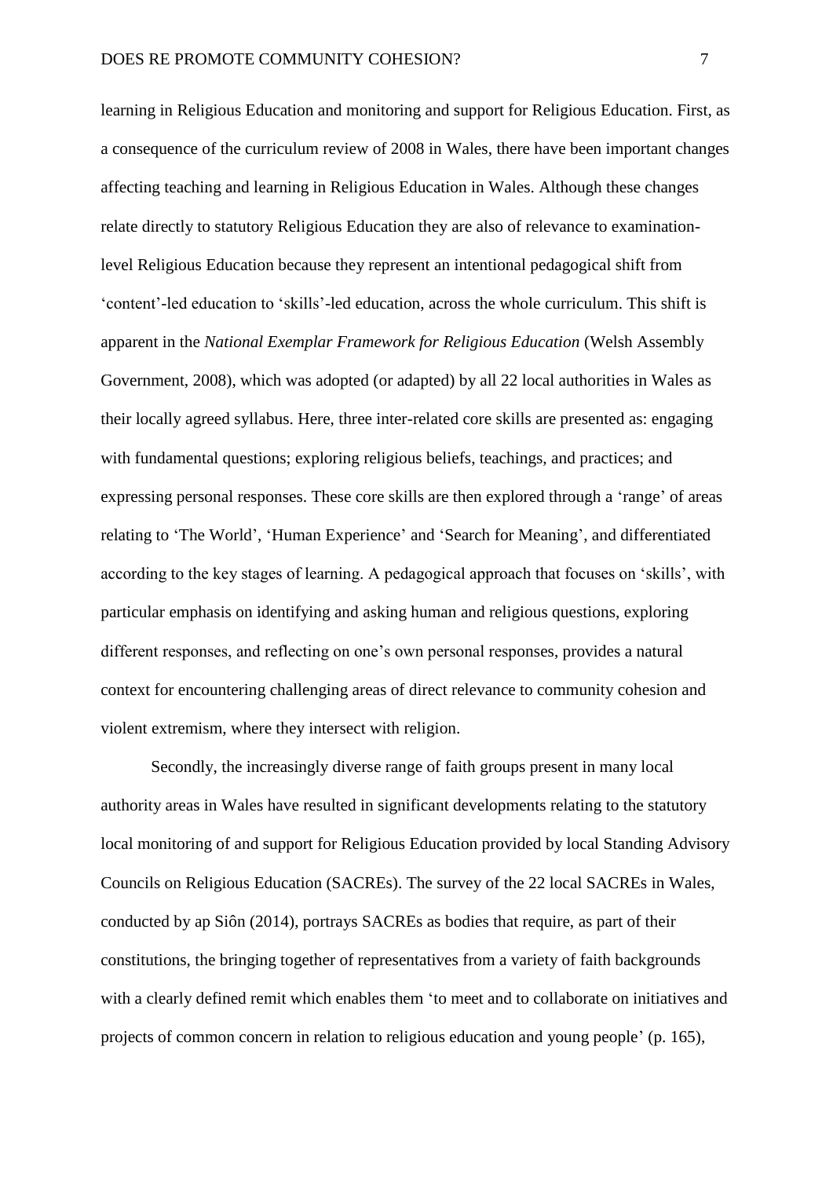learning in Religious Education and monitoring and support for Religious Education. First, as a consequence of the curriculum review of 2008 in Wales, there have been important changes affecting teaching and learning in Religious Education in Wales. Although these changes relate directly to statutory Religious Education they are also of relevance to examination-level Religious Education because they represent an intentional pedagogical shift from 'content'-led education to 'skills'-led education, across the whole curriculum. This shift is apparent in the *National Exemplar Framework for Religious Education* (Welsh Assembly Government, 2008), which was adopted (or adapted) by all 22 local authorities in Wales as their locally agreed syllabus. Here, three inter-related core skills are presented as: engaging with fundamental questions; exploring religious beliefs, teachings, and practices; and expressing personal responses. These core skills are then explored through a 'range' of areas relating to 'The World', 'Human Experience' and 'Search for Meaning', and differentiated according to the key stages of learning. A pedagogical approach that focuses on 'skills', with particular emphasis on identifying and asking human and religious questions, exploring different responses, and reflecting on one's own personal responses, provides a natural context for encountering challenging areas of direct relevance to community cohesion and violent extremism, where they intersect with religion.

Secondly, the increasingly diverse range of faith groups present in many local authority areas in Wales have resulted in significant developments relating to the statutory local monitoring of and support for Religious Education provided by local Standing Advisory Councils on Religious Education (SACREs). The survey of the 22 local SACREs in Wales, conducted by ap Siôn (2014), portrays SACREs as bodies that require, as part of their constitutions, the bringing together of representatives from a variety of faith backgrounds with a clearly defined remit which enables them 'to meet and to collaborate on initiatives and projects of common concern in relation to religious education and young people' (p. 165),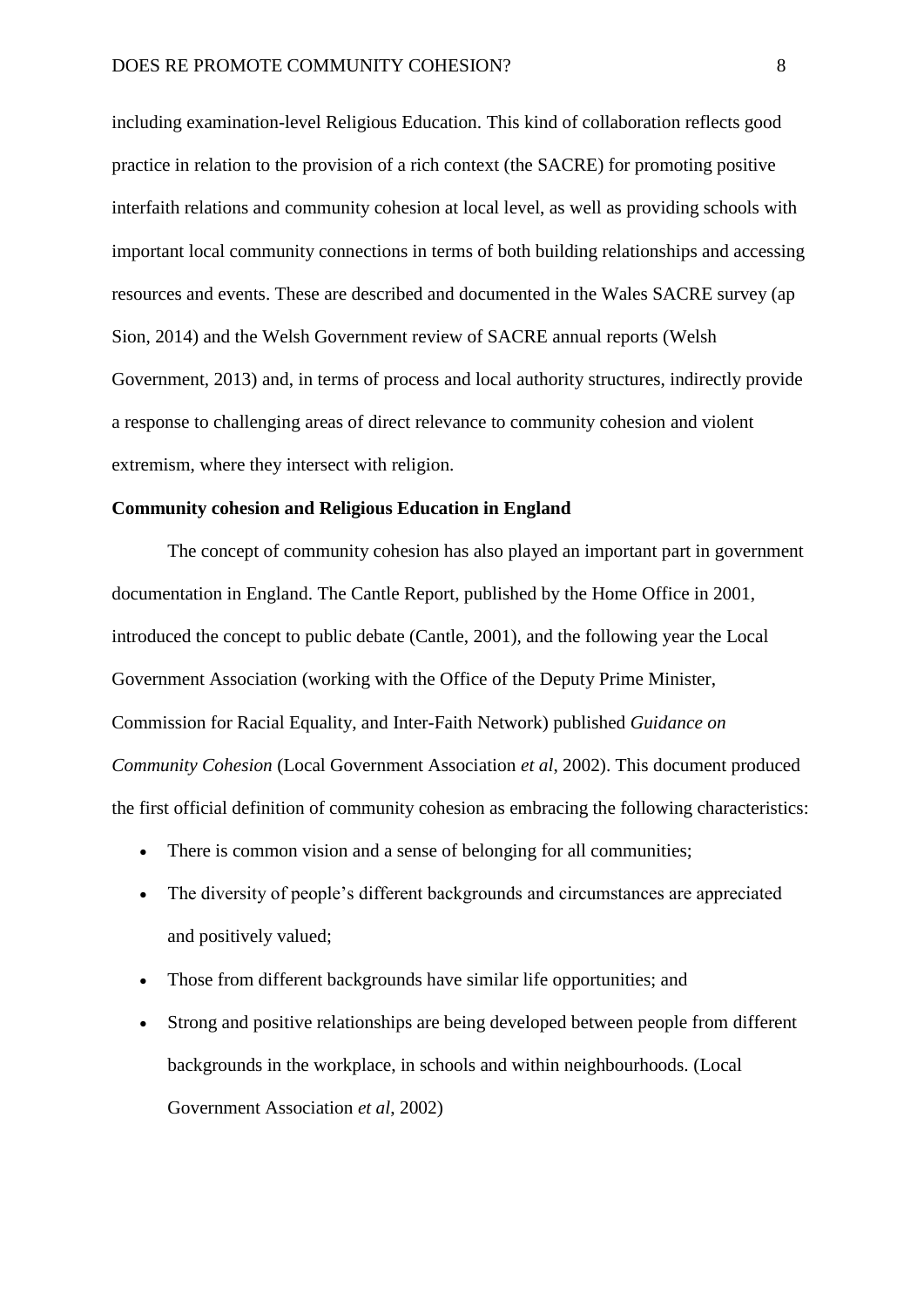including examination-level Religious Education. This kind of collaboration reflects good practice in relation to the provision of a rich context (the SACRE) for promoting positive interfaith relations and community cohesion at local level, as well as providing schools with important local community connections in terms of both building relationships and accessing resources and events. These are described and documented in the Wales SACRE survey (ap Sion, 2014) and the Welsh Government review of SACRE annual reports (Welsh Government, 2013) and, in terms of process and local authority structures, indirectly provide a response to challenging areas of direct relevance to community cohesion and violent extremism, where they intersect with religion.

**Community cohesion and Religious Education in England**

The concept of community cohesion has also played an important part in government documentation in England. The Cantle Report, published by the Home Office in 2001, introduced the concept to public debate (Cantle, 2001), and the following year the Local Government Association (working with the Office of the Deputy Prime Minister, Commission for Racial Equality, and Inter-Faith Network) published *Guidance on Community Cohesion* (Local Government Association *et al*, 2002). This document produced the first official definition of community cohesion as embracing the following characteristics:

- There is common vision and a sense of belonging for all communities;
- The diversity of people's different backgrounds and circumstances are appreciated and positively valued;
- Those from different backgrounds have similar life opportunities; and
- Strong and positive relationships are being developed between people from different backgrounds in the workplace, in schools and within neighbourhoods. (Local Government Association *et al*, 2002)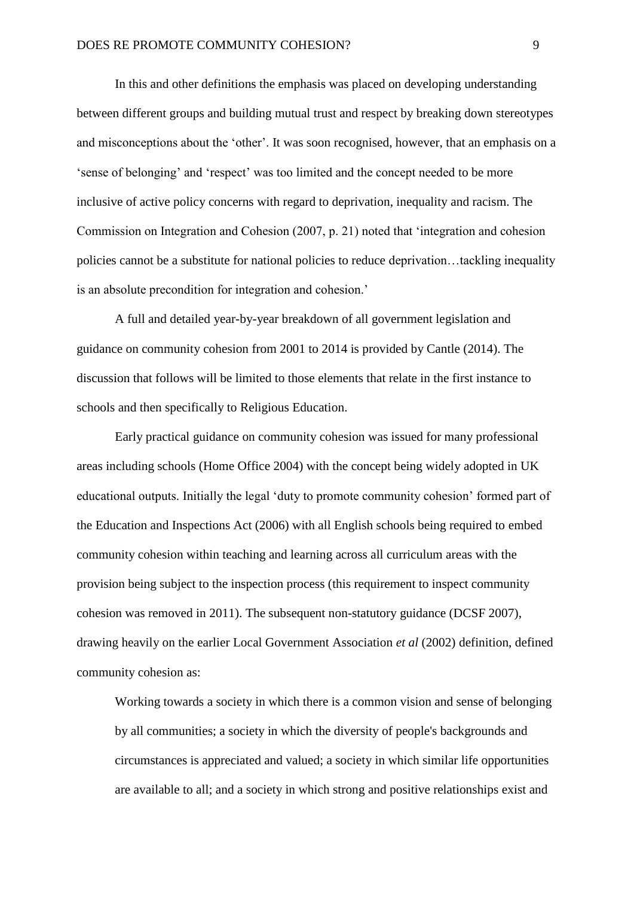In this and other definitions the emphasis was placed on developing understanding between different groups and building mutual trust and respect by breaking down stereotypes and misconceptions about the 'other'. It was soon recognised, however, that an emphasis on a 'sense of belonging' and 'respect' was too limited and the concept needed to be more inclusive of active policy concerns with regard to deprivation, inequality and racism. The Commission on Integration and Cohesion (2007, p. 21) noted that 'integration and cohesion policies cannot be a substitute for national policies to reduce deprivation…tackling inequality is an absolute precondition for integration and cohesion.'

A full and detailed year-by-year breakdown of all government legislation and guidance on community cohesion from 2001 to 2014 is provided by Cantle (2014). The discussion that follows will be limited to those elements that relate in the first instance to schools and then specifically to Religious Education.

Early practical guidance on community cohesion was issued for many professional areas including schools (Home Office 2004) with the concept being widely adopted in UK educational outputs. Initially the legal 'duty to promote community cohesion' formed part of the Education and Inspections Act (2006) with all English schools being required to embed community cohesion within teaching and learning across all curriculum areas with the provision being subject to the inspection process (this requirement to inspect community cohesion was removed in 2011). The subsequent non-statutory guidance (DCSF 2007), drawing heavily on the earlier Local Government Association *et al* (2002) definition, defined community cohesion as:

> Working towards a society in which there is a common vision and sense of belonging by all communities; a society in which the diversity of people's backgrounds and circumstances is appreciated and valued; a society in which similar life opportunities are available to all; and a society in which strong and positive relationships exist and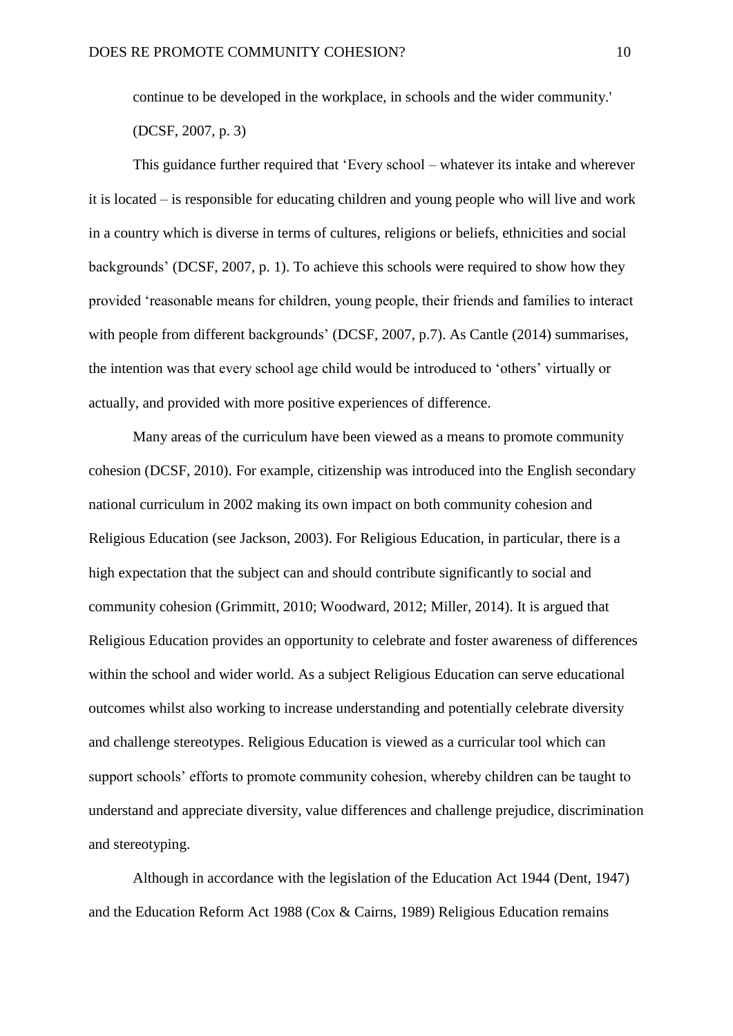continue to be developed in the workplace, in schools and the wider community.' (DCSF, 2007, p. 3)

This guidance further required that 'Every school – whatever its intake and wherever it is located – is responsible for educating children and young people who will live and work in a country which is diverse in terms of cultures, religions or beliefs, ethnicities and social backgrounds' (DCSF, 2007, p. 1). To achieve this schools were required to show how they provided 'reasonable means for children, young people, their friends and families to interact with people from different backgrounds' (DCSF, 2007, p.7). As Cantle (2014) summarises, the intention was that every school age child would be introduced to 'others' virtually or actually, and provided with more positive experiences of difference.

Many areas of the curriculum have been viewed as a means to promote community cohesion (DCSF, 2010). For example, citizenship was introduced into the English secondary national curriculum in 2002 making its own impact on both community cohesion and Religious Education (see Jackson, 2003). For Religious Education, in particular, there is a high expectation that the subject can and should contribute significantly to social and community cohesion (Grimmitt, 2010; Woodward, 2012; Miller, 2014). It is argued that Religious Education provides an opportunity to celebrate and foster awareness of differences within the school and wider world. As a subject Religious Education can serve educational outcomes whilst also working to increase understanding and potentially celebrate diversity and challenge stereotypes. Religious Education is viewed as a curricular tool which can support schools' efforts to promote community cohesion, whereby children can be taught to understand and appreciate diversity, value differences and challenge prejudice, discrimination and stereotyping.

Although in accordance with the legislation of the Education Act 1944 (Dent, 1947) and the Education Reform Act 1988 (Cox & Cairns, 1989) Religious Education remains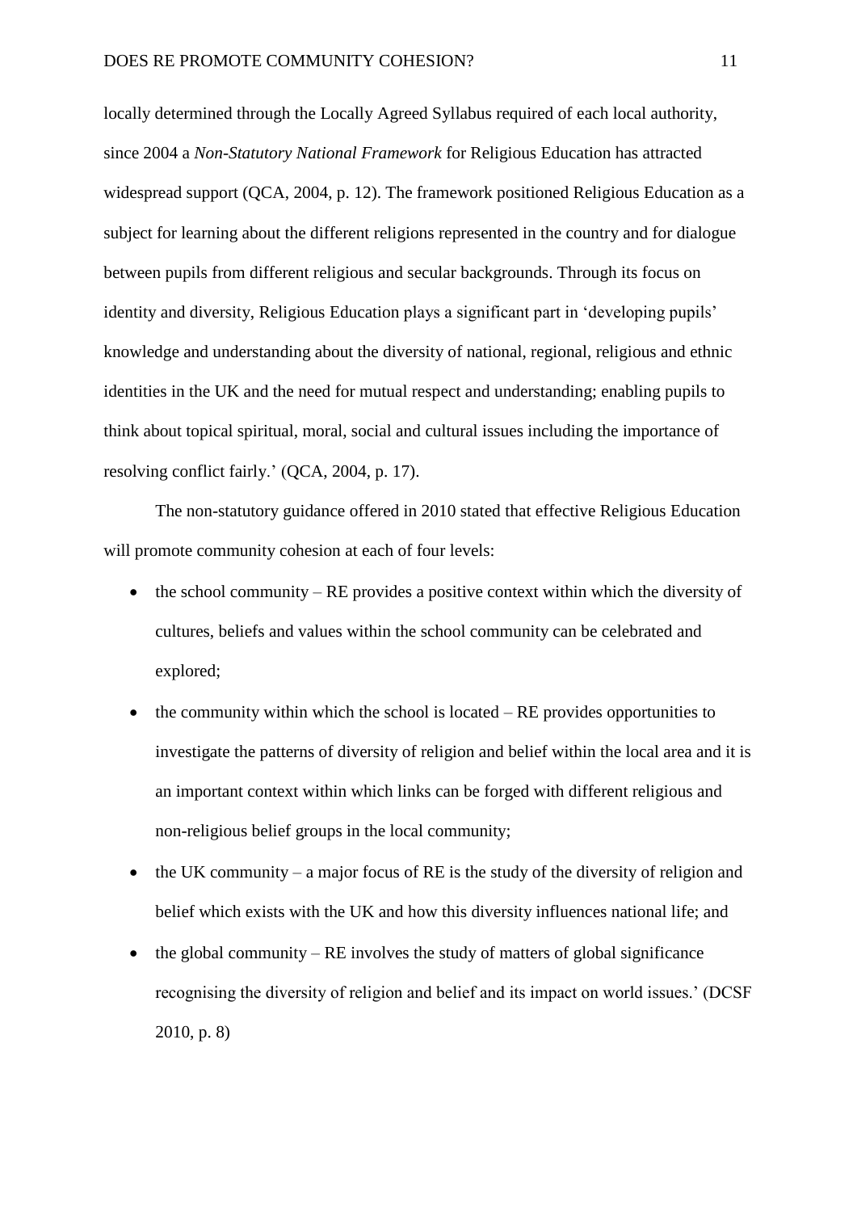locally determined through the Locally Agreed Syllabus required of each local authority, since 2004 a *Non-Statutory National Framework* for Religious Education has attracted widespread support (QCA, 2004, p. 12). The framework positioned Religious Education as a subject for learning about the different religions represented in the country and for dialogue between pupils from different religious and secular backgrounds. Through its focus on identity and diversity, Religious Education plays a significant part in 'developing pupils' knowledge and understanding about the diversity of national, regional, religious and ethnic identities in the UK and the need for mutual respect and understanding; enabling pupils to think about topical spiritual, moral, social and cultural issues including the importance of resolving conflict fairly.' (QCA, 2004, p. 17).

The non-statutory guidance offered in 2010 stated that effective Religious Education will promote community cohesion at each of four levels:

- the school community – RE provides a positive context within which the diversity of cultures, beliefs and values within the school community can be celebrated and explored;
- the community within which the school is located – RE provides opportunities to investigate the patterns of diversity of religion and belief within the local area and it is an important context within which links can be forged with different religious and non-religious belief groups in the local community;
- the UK community – a major focus of RE is the study of the diversity of religion and belief which exists with the UK and how this diversity influences national life; and
- the global community – RE involves the study of matters of global significance recognising the diversity of religion and belief and its impact on world issues.' (DCSF 2010, p. 8)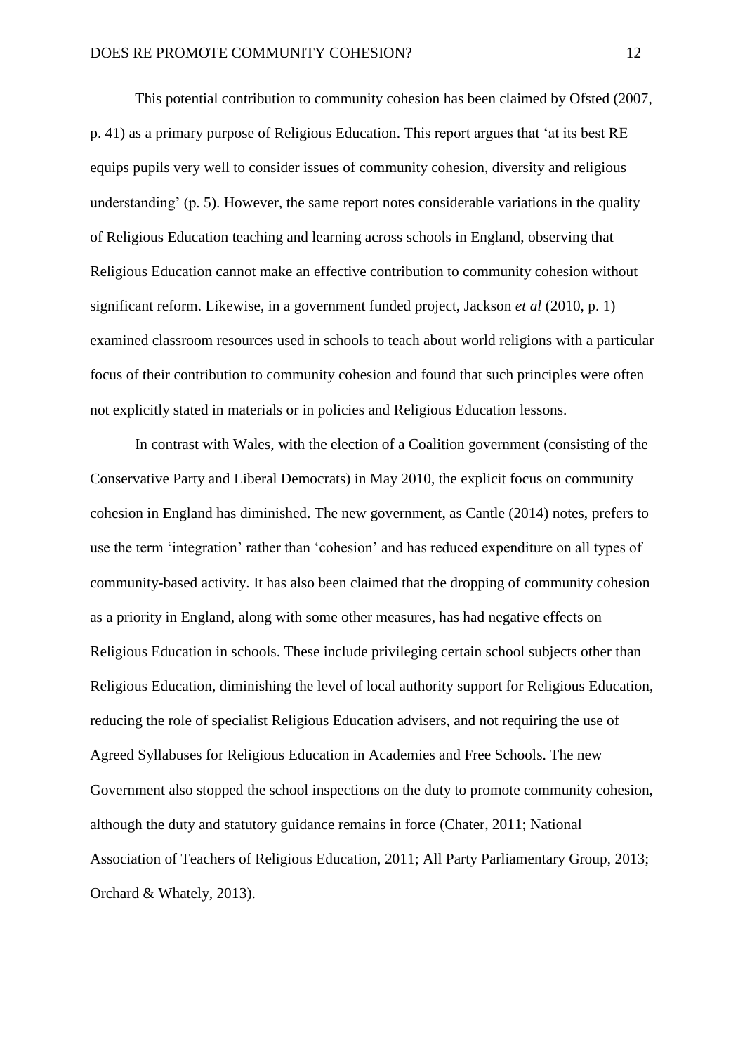This potential contribution to community cohesion has been claimed by Ofsted (2007, p. 41) as a primary purpose of Religious Education. This report argues that 'at its best RE equips pupils very well to consider issues of community cohesion, diversity and religious understanding' (p. 5). However, the same report notes considerable variations in the quality of Religious Education teaching and learning across schools in England, observing that Religious Education cannot make an effective contribution to community cohesion without significant reform. Likewise, in a government funded project, Jackson *et al* (2010, p. 1) examined classroom resources used in schools to teach about world religions with a particular focus of their contribution to community cohesion and found that such principles were often not explicitly stated in materials or in policies and Religious Education lessons.

In contrast with Wales, with the election of a Coalition government (consisting of the Conservative Party and Liberal Democrats) in May 2010, the explicit focus on community cohesion in England has diminished. The new government, as Cantle (2014) notes, prefers to use the term 'integration' rather than 'cohesion' and has reduced expenditure on all types of community-based activity. It has also been claimed that the dropping of community cohesion as a priority in England, along with some other measures, has had negative effects on Religious Education in schools. These include privileging certain school subjects other than Religious Education, diminishing the level of local authority support for Religious Education, reducing the role of specialist Religious Education advisers, and not requiring the use of Agreed Syllabuses for Religious Education in Academies and Free Schools. The new Government also stopped the school inspections on the duty to promote community cohesion, although the duty and statutory guidance remains in force (Chater, 2011; National Association of Teachers of Religious Education, 2011; All Party Parliamentary Group, 2013; Orchard & Whately, 2013).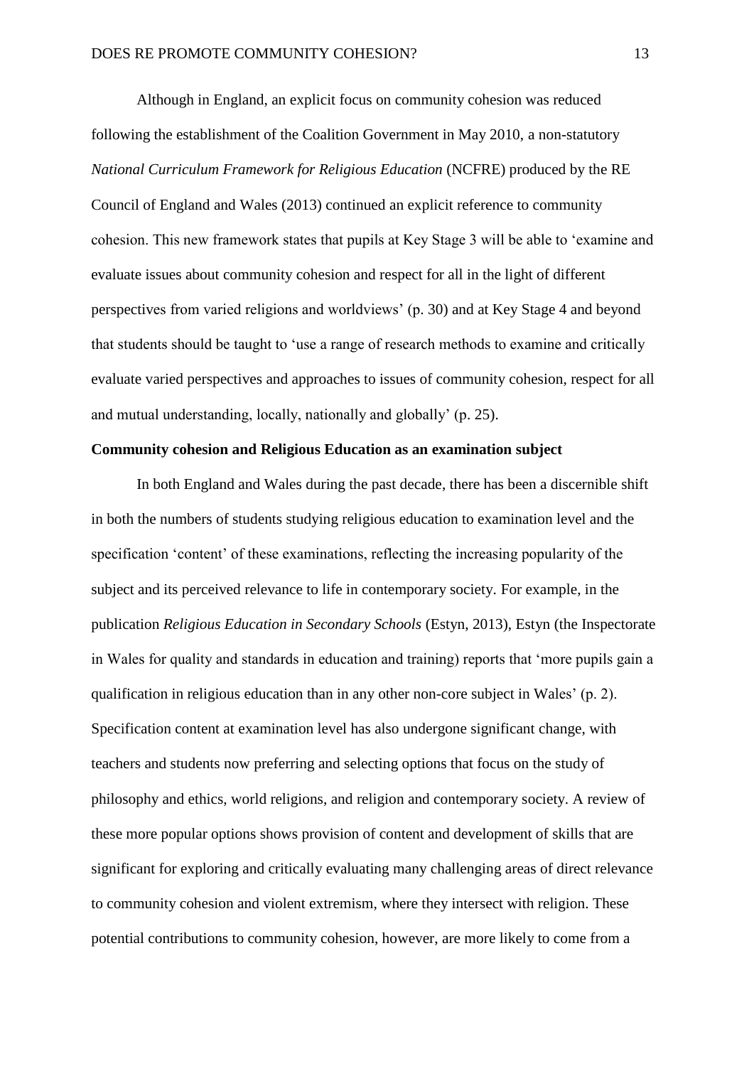Although in England, an explicit focus on community cohesion was reduced following the establishment of the Coalition Government in May 2010, a non-statutory *National Curriculum Framework for Religious Education* (NCFRE) produced by the RE Council of England and Wales (2013) continued an explicit reference to community cohesion. This new framework states that pupils at Key Stage 3 will be able to 'examine and evaluate issues about community cohesion and respect for all in the light of different perspectives from varied religions and worldviews' (p. 30) and at Key Stage 4 and beyond that students should be taught to 'use a range of research methods to examine and critically evaluate varied perspectives and approaches to issues of community cohesion, respect for all and mutual understanding, locally, nationally and globally' (p. 25).

**Community cohesion and Religious Education as an examination subject**

In both England and Wales during the past decade, there has been a discernible shift in both the numbers of students studying religious education to examination level and the specification 'content' of these examinations, reflecting the increasing popularity of the subject and its perceived relevance to life in contemporary society. For example, in the publication *Religious Education in Secondary Schools* (Estyn, 2013), Estyn (the Inspectorate in Wales for quality and standards in education and training) reports that 'more pupils gain a qualification in religious education than in any other non-core subject in Wales' (p. 2). Specification content at examination level has also undergone significant change, with teachers and students now preferring and selecting options that focus on the study of philosophy and ethics, world religions, and religion and contemporary society. A review of these more popular options shows provision of content and development of skills that are significant for exploring and critically evaluating many challenging areas of direct relevance to community cohesion and violent extremism, where they intersect with religion. These potential contributions to community cohesion, however, are more likely to come from a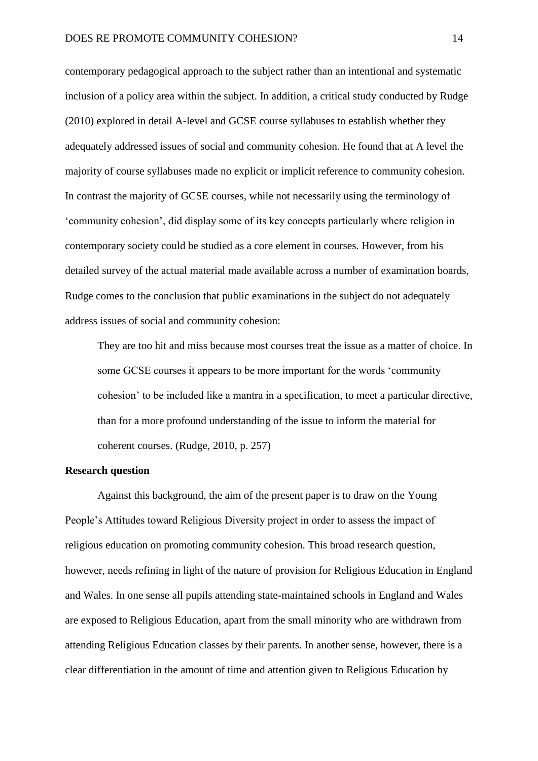contemporary pedagogical approach to the subject rather than an intentional and systematic inclusion of a policy area within the subject. In addition, a critical study conducted by Rudge (2010) explored in detail A-level and GCSE course syllabuses to establish whether they adequately addressed issues of social and community cohesion. He found that at A level the majority of course syllabuses made no explicit or implicit reference to community cohesion. In contrast the majority of GCSE courses, while not necessarily using the terminology of 'community cohesion', did display some of its key concepts particularly where religion in contemporary society could be studied as a core element in courses. However, from his detailed survey of the actual material made available across a number of examination boards, Rudge comes to the conclusion that public examinations in the subject do not adequately address issues of social and community cohesion:

> They are too hit and miss because most courses treat the issue as a matter of choice. In some GCSE courses it appears to be more important for the words 'community cohesion' to be included like a mantra in a specification, to meet a particular directive, than for a more profound understanding of the issue to inform the material for coherent courses. (Rudge, 2010, p. 257)

**Research question**

Against this background, the aim of the present paper is to draw on the Young People's Attitudes toward Religious Diversity project in order to assess the impact of religious education on promoting community cohesion. This broad research question, however, needs refining in light of the nature of provision for Religious Education in England and Wales. In one sense all pupils attending state-maintained schools in England and Wales are exposed to Religious Education, apart from the small minority who are withdrawn from attending Religious Education classes by their parents. In another sense, however, there is a clear differentiation in the amount of time and attention given to Religious Education by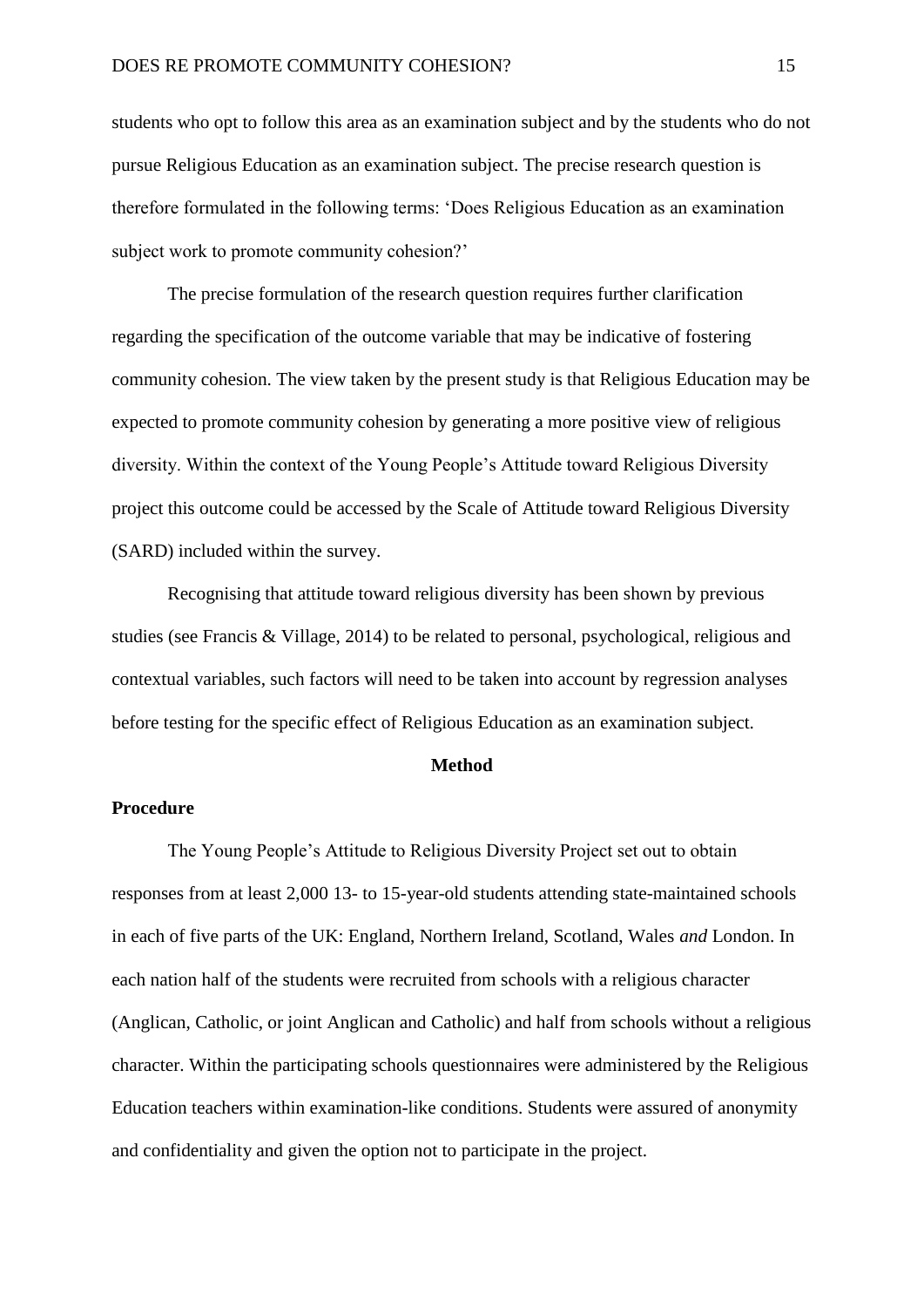students who opt to follow this area as an examination subject and by the students who do not pursue Religious Education as an examination subject. The precise research question is therefore formulated in the following terms: 'Does Religious Education as an examination subject work to promote community cohesion?'

The precise formulation of the research question requires further clarification regarding the specification of the outcome variable that may be indicative of fostering community cohesion. The view taken by the present study is that Religious Education may be expected to promote community cohesion by generating a more positive view of religious diversity. Within the context of the Young People's Attitude toward Religious Diversity project this outcome could be accessed by the Scale of Attitude toward Religious Diversity (SARD) included within the survey.

Recognising that attitude toward religious diversity has been shown by previous studies (see Francis & Village, 2014) to be related to personal, psychological, religious and contextual variables, such factors will need to be taken into account by regression analyses before testing for the specific effect of Religious Education as an examination subject.

## Method

### Procedure

The Young People's Attitude to Religious Diversity Project set out to obtain responses from at least 2,000 13- to 15-year-old students attending state-maintained schools in each of five parts of the UK: England, Northern Ireland, Scotland, Wales *and* London. In each nation half of the students were recruited from schools with a religious character (Anglican, Catholic, or joint Anglican and Catholic) and half from schools without a religious character. Within the participating schools questionnaires were administered by the Religious Education teachers within examination-like conditions. Students were assured of anonymity and confidentiality and given the option not to participate in the project.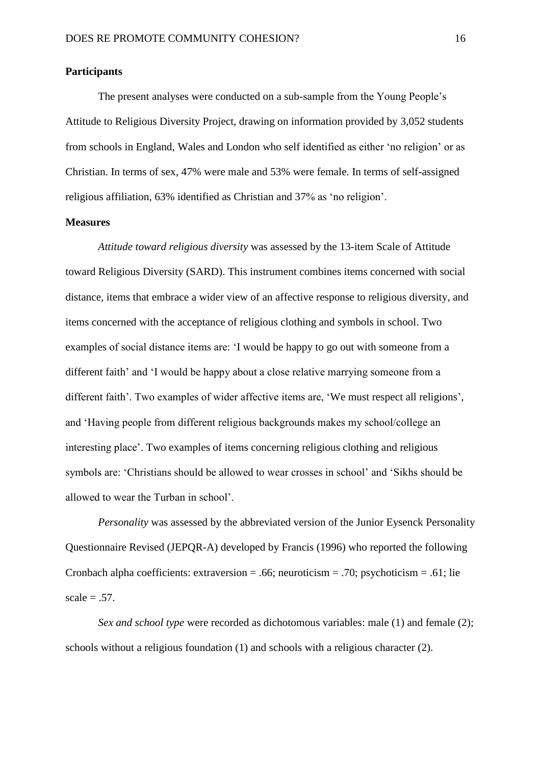**Participants**

The present analyses were conducted on a sub-sample from the Young People's Attitude to Religious Diversity Project, drawing on information provided by 3,052 students from schools in England, Wales and London who self identified as either 'no religion' or as Christian. In terms of sex, 47% were male and 53% were female. In terms of self-assigned religious affiliation, 63% identified as Christian and 37% as 'no religion'.

**Measures**

*Attitude toward religious diversity* was assessed by the 13-item Scale of Attitude toward Religious Diversity (SARD). This instrument combines items concerned with social distance, items that embrace a wider view of an affective response to religious diversity, and items concerned with the acceptance of religious clothing and symbols in school. Two examples of social distance items are: 'I would be happy to go out with someone from a different faith' and 'I would be happy about a close relative marrying someone from a different faith'. Two examples of wider affective items are, 'We must respect all religions', and 'Having people from different religious backgrounds makes my school/college an interesting place'. Two examples of items concerning religious clothing and religious symbols are: 'Christians should be allowed to wear crosses in school' and 'Sikhs should be allowed to wear the Turban in school'.

*Personality* was assessed by the abbreviated version of the Junior Eysenck Personality Questionnaire Revised (JEPQR-A) developed by Francis (1996) who reported the following Cronbach alpha coefficients: extraversion = .66; neuroticism = .70; psychoticism = .61; lie scale = .57.

*Sex and school type* were recorded as dichotomous variables: male (1) and female (2); schools without a religious foundation (1) and schools with a religious character (2).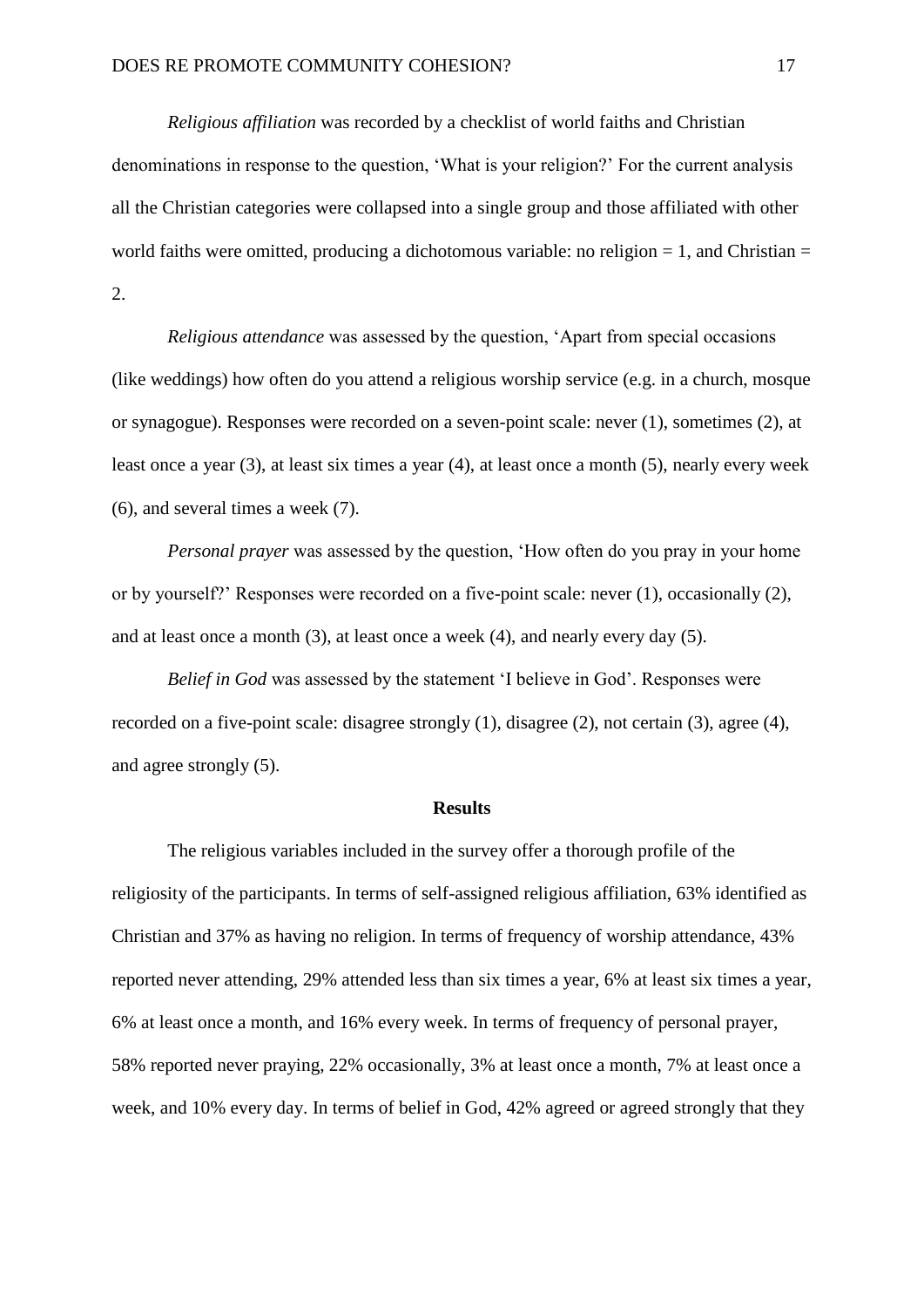*Religious affiliation* was recorded by a checklist of world faiths and Christian denominations in response to the question, 'What is your religion?' For the current analysis all the Christian categories were collapsed into a single group and those affiliated with other world faiths were omitted, producing a dichotomous variable: no religion = 1, and Christian = 2.

*Religious attendance* was assessed by the question, 'Apart from special occasions (like weddings) how often do you attend a religious worship service (e.g. in a church, mosque or synagogue). Responses were recorded on a seven-point scale: never (1), sometimes (2), at least once a year (3), at least six times a year (4), at least once a month (5), nearly every week (6), and several times a week (7).

*Personal prayer* was assessed by the question, 'How often do you pray in your home or by yourself?' Responses were recorded on a five-point scale: never (1), occasionally (2), and at least once a month (3), at least once a week (4), and nearly every day (5).

*Belief in God* was assessed by the statement 'I believe in God'. Responses were recorded on a five-point scale: disagree strongly (1), disagree (2), not certain (3), agree (4), and agree strongly (5).

## Results

The religious variables included in the survey offer a thorough profile of the religiosity of the participants. In terms of self-assigned religious affiliation, 63% identified as Christian and 37% as having no religion. In terms of frequency of worship attendance, 43% reported never attending, 29% attended less than six times a year, 6% at least six times a year, 6% at least once a month, and 16% every week. In terms of frequency of personal prayer, 58% reported never praying, 22% occasionally, 3% at least once a month, 7% at least once a week, and 10% every day. In terms of belief in God, 42% agreed or agreed strongly that they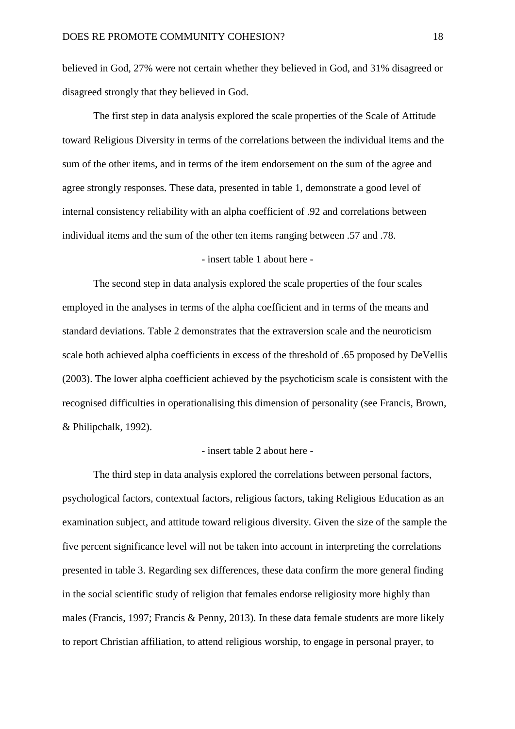believed in God, 27% were not certain whether they believed in God, and 31% disagreed or disagreed strongly that they believed in God.

The first step in data analysis explored the scale properties of the Scale of Attitude toward Religious Diversity in terms of the correlations between the individual items and the sum of the other items, and in terms of the item endorsement on the sum of the agree and agree strongly responses. These data, presented in table 1, demonstrate a good level of internal consistency reliability with an alpha coefficient of .92 and correlations between individual items and the sum of the other ten items ranging between .57 and .78.

- insert table 1 about here -

The second step in data analysis explored the scale properties of the four scales employed in the analyses in terms of the alpha coefficient and in terms of the means and standard deviations. Table 2 demonstrates that the extraversion scale and the neuroticism scale both achieved alpha coefficients in excess of the threshold of .65 proposed by DeVellis (2003). The lower alpha coefficient achieved by the psychoticism scale is consistent with the recognised difficulties in operationalising this dimension of personality (see Francis, Brown, & Philipchalk, 1992).

- insert table 2 about here -

The third step in data analysis explored the correlations between personal factors, psychological factors, contextual factors, religious factors, taking Religious Education as an examination subject, and attitude toward religious diversity. Given the size of the sample the five percent significance level will not be taken into account in interpreting the correlations presented in table 3. Regarding sex differences, these data confirm the more general finding in the social scientific study of religion that females endorse religiosity more highly than males (Francis, 1997; Francis & Penny, 2013). In these data female students are more likely to report Christian affiliation, to attend religious worship, to engage in personal prayer, to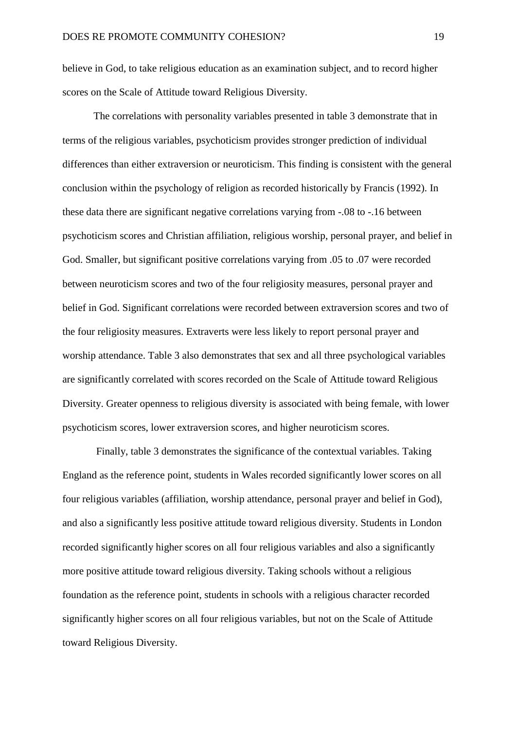believe in God, to take religious education as an examination subject, and to record higher scores on the Scale of Attitude toward Religious Diversity.

The correlations with personality variables presented in table 3 demonstrate that in terms of the religious variables, psychoticism provides stronger prediction of individual differences than either extraversion or neuroticism. This finding is consistent with the general conclusion within the psychology of religion as recorded historically by Francis (1992). In these data there are significant negative correlations varying from -.08 to -.16 between psychoticism scores and Christian affiliation, religious worship, personal prayer, and belief in God. Smaller, but significant positive correlations varying from .05 to .07 were recorded between neuroticism scores and two of the four religiosity measures, personal prayer and belief in God. Significant correlations were recorded between extraversion scores and two of the four religiosity measures. Extraverts were less likely to report personal prayer and worship attendance. Table 3 also demonstrates that sex and all three psychological variables are significantly correlated with scores recorded on the Scale of Attitude toward Religious Diversity. Greater openness to religious diversity is associated with being female, with lower psychoticism scores, lower extraversion scores, and higher neuroticism scores.

Finally, table 3 demonstrates the significance of the contextual variables. Taking England as the reference point, students in Wales recorded significantly lower scores on all four religious variables (affiliation, worship attendance, personal prayer and belief in God), and also a significantly less positive attitude toward religious diversity. Students in London recorded significantly higher scores on all four religious variables and also a significantly more positive attitude toward religious diversity. Taking schools without a religious foundation as the reference point, students in schools with a religious character recorded significantly higher scores on all four religious variables, but not on the Scale of Attitude toward Religious Diversity.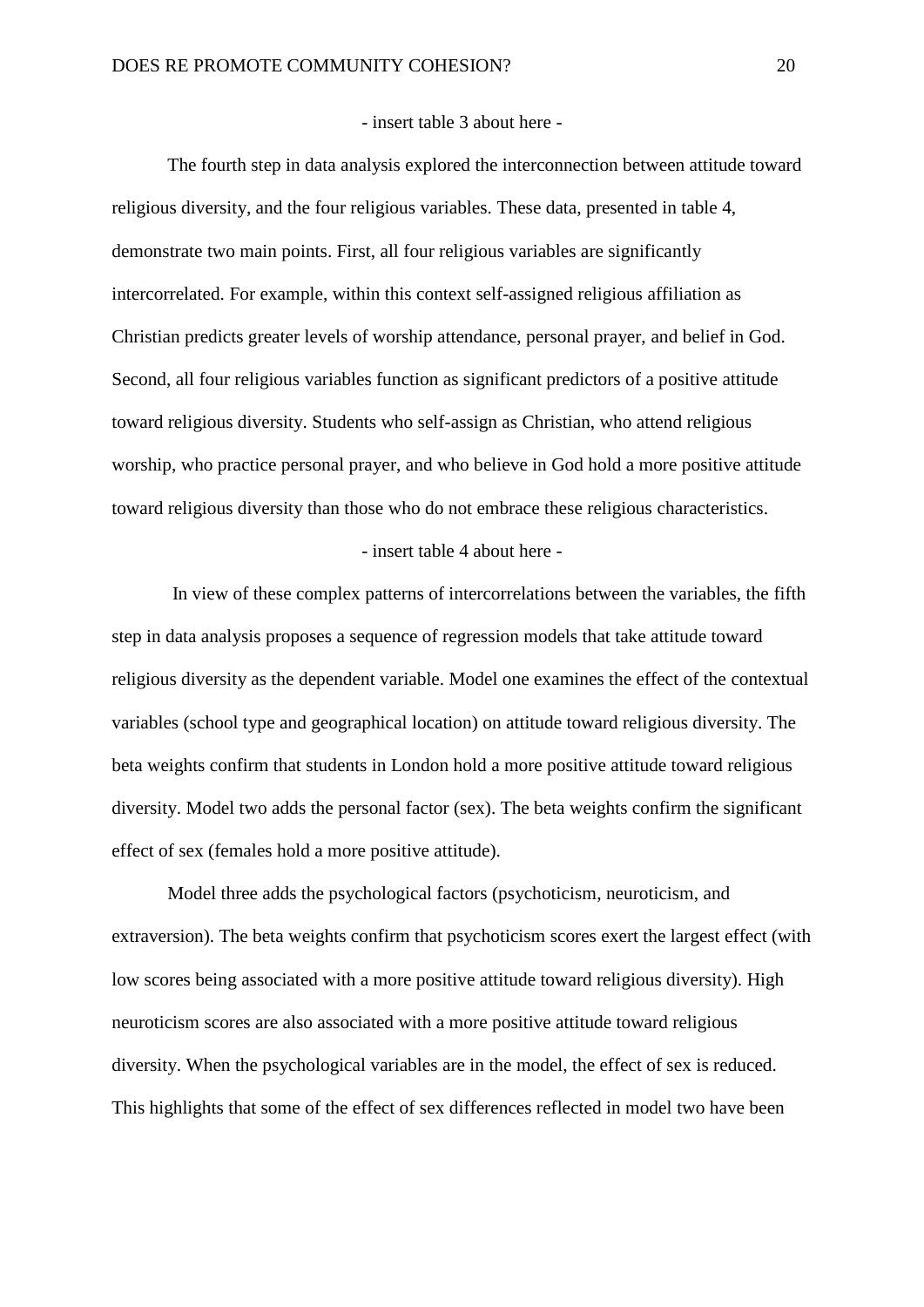- insert table 3 about here -

The fourth step in data analysis explored the interconnection between attitude toward religious diversity, and the four religious variables. These data, presented in table 4, demonstrate two main points. First, all four religious variables are significantly intercorrelated. For example, within this context self-assigned religious affiliation as Christian predicts greater levels of worship attendance, personal prayer, and belief in God. Second, all four religious variables function as significant predictors of a positive attitude toward religious diversity. Students who self-assign as Christian, who attend religious worship, who practice personal prayer, and who believe in God hold a more positive attitude toward religious diversity than those who do not embrace these religious characteristics.

- insert table 4 about here -

In view of these complex patterns of intercorrelations between the variables, the fifth step in data analysis proposes a sequence of regression models that take attitude toward religious diversity as the dependent variable. Model one examines the effect of the contextual variables (school type and geographical location) on attitude toward religious diversity. The beta weights confirm that students in London hold a more positive attitude toward religious diversity. Model two adds the personal factor (sex). The beta weights confirm the significant effect of sex (females hold a more positive attitude).

Model three adds the psychological factors (psychoticism, neuroticism, and extraversion). The beta weights confirm that psychoticism scores exert the largest effect (with low scores being associated with a more positive attitude toward religious diversity). High neuroticism scores are also associated with a more positive attitude toward religious diversity. When the psychological variables are in the model, the effect of sex is reduced. This highlights that some of the effect of sex differences reflected in model two have been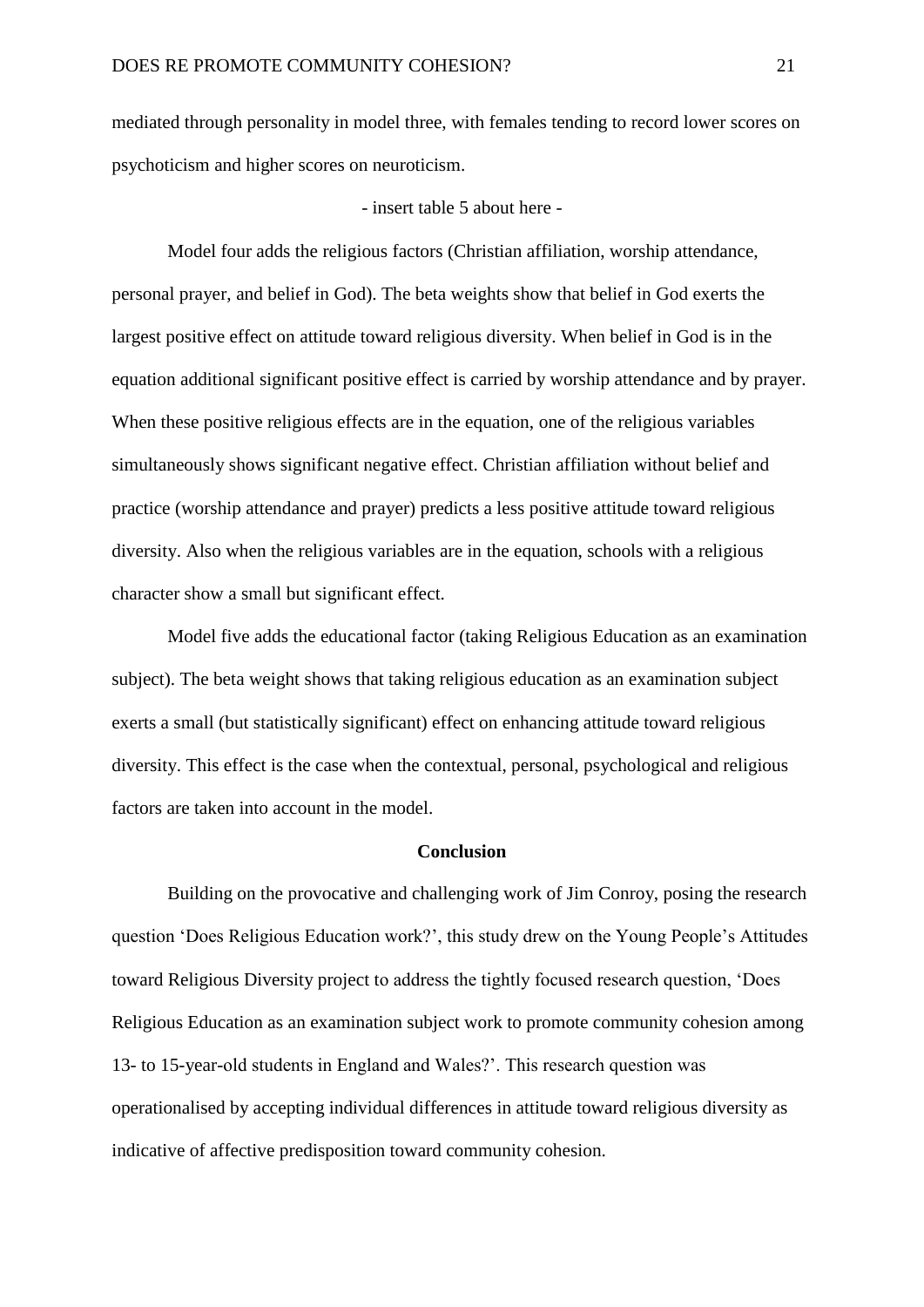mediated through personality in model three, with females tending to record lower scores on psychoticism and higher scores on neuroticism.

- insert table 5 about here -

Model four adds the religious factors (Christian affiliation, worship attendance, personal prayer, and belief in God). The beta weights show that belief in God exerts the largest positive effect on attitude toward religious diversity. When belief in God is in the equation additional significant positive effect is carried by worship attendance and by prayer. When these positive religious effects are in the equation, one of the religious variables simultaneously shows significant negative effect. Christian affiliation without belief and practice (worship attendance and prayer) predicts a less positive attitude toward religious diversity. Also when the religious variables are in the equation, schools with a religious character show a small but significant effect.

Model five adds the educational factor (taking Religious Education as an examination subject). The beta weight shows that taking religious education as an examination subject exerts a small (but statistically significant) effect on enhancing attitude toward religious diversity. This effect is the case when the contextual, personal, psychological and religious factors are taken into account in the model.

## Conclusion

Building on the provocative and challenging work of Jim Conroy, posing the research question 'Does Religious Education work?', this study drew on the Young People's Attitudes toward Religious Diversity project to address the tightly focused research question, 'Does Religious Education as an examination subject work to promote community cohesion among 13- to 15-year-old students in England and Wales?'. This research question was operationalised by accepting individual differences in attitude toward religious diversity as indicative of affective predisposition toward community cohesion.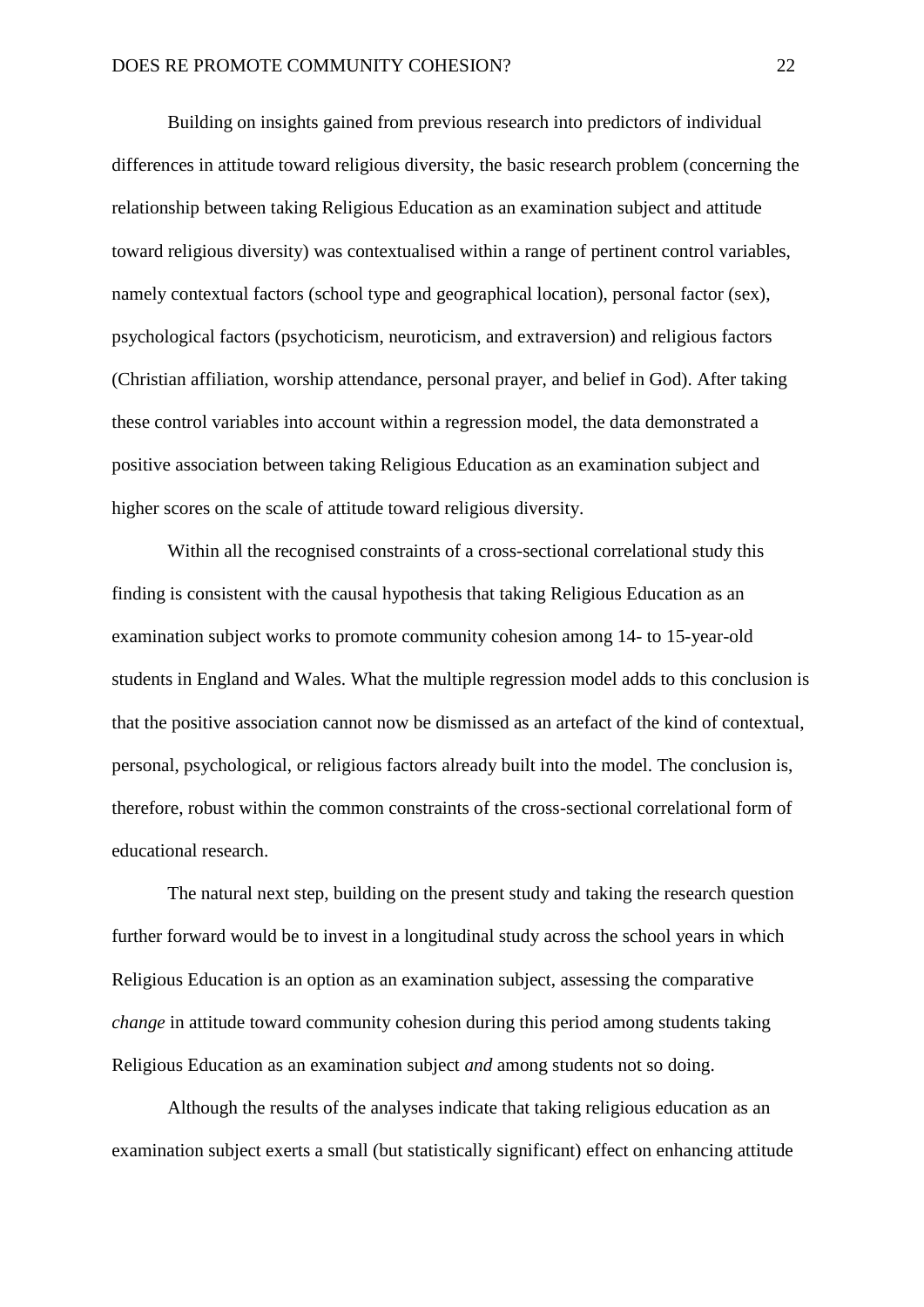Building on insights gained from previous research into predictors of individual differences in attitude toward religious diversity, the basic research problem (concerning the relationship between taking Religious Education as an examination subject and attitude toward religious diversity) was contextualised within a range of pertinent control variables, namely contextual factors (school type and geographical location), personal factor (sex), psychological factors (psychoticism, neuroticism, and extraversion) and religious factors (Christian affiliation, worship attendance, personal prayer, and belief in God). After taking these control variables into account within a regression model, the data demonstrated a positive association between taking Religious Education as an examination subject and higher scores on the scale of attitude toward religious diversity.

Within all the recognised constraints of a cross-sectional correlational study this finding is consistent with the causal hypothesis that taking Religious Education as an examination subject works to promote community cohesion among 14- to 15-year-old students in England and Wales. What the multiple regression model adds to this conclusion is that the positive association cannot now be dismissed as an artefact of the kind of contextual, personal, psychological, or religious factors already built into the model. The conclusion is, therefore, robust within the common constraints of the cross-sectional correlational form of educational research.

The natural next step, building on the present study and taking the research question further forward would be to invest in a longitudinal study across the school years in which Religious Education is an option as an examination subject, assessing the comparative *change* in attitude toward community cohesion during this period among students taking Religious Education as an examination subject *and* among students not so doing.

Although the results of the analyses indicate that taking religious education as an examination subject exerts a small (but statistically significant) effect on enhancing attitude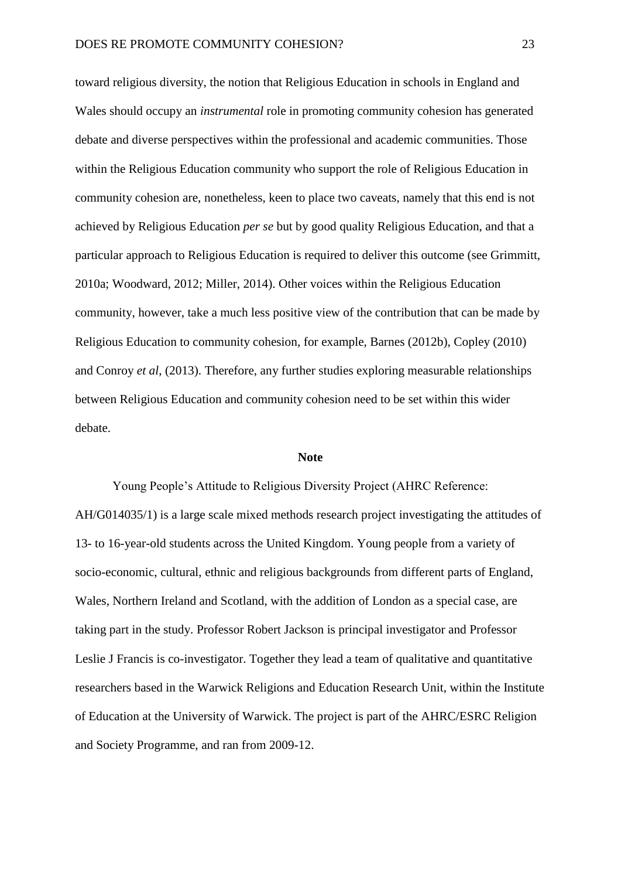toward religious diversity, the notion that Religious Education in schools in England and Wales should occupy an *instrumental* role in promoting community cohesion has generated debate and diverse perspectives within the professional and academic communities. Those within the Religious Education community who support the role of Religious Education in community cohesion are, nonetheless, keen to place two caveats, namely that this end is not achieved by Religious Education *per se* but by good quality Religious Education, and that a particular approach to Religious Education is required to deliver this outcome (see Grimmitt, 2010a; Woodward, 2012; Miller, 2014). Other voices within the Religious Education community, however, take a much less positive view of the contribution that can be made by Religious Education to community cohesion, for example, Barnes (2012b), Copley (2010) and Conroy *et al*, (2013). Therefore, any further studies exploring measurable relationships between Religious Education and community cohesion need to be set within this wider debate.

## Note

Young People's Attitude to Religious Diversity Project (AHRC Reference: AH/G014035/1) is a large scale mixed methods research project investigating the attitudes of 13- to 16-year-old students across the United Kingdom. Young people from a variety of socio-economic, cultural, ethnic and religious backgrounds from different parts of England, Wales, Northern Ireland and Scotland, with the addition of London as a special case, are taking part in the study. Professor Robert Jackson is principal investigator and Professor Leslie J Francis is co-investigator. Together they lead a team of qualitative and quantitative researchers based in the Warwick Religions and Education Research Unit, within the Institute of Education at the University of Warwick. The project is part of the AHRC/ESRC Religion and Society Programme, and ran from 2009-12.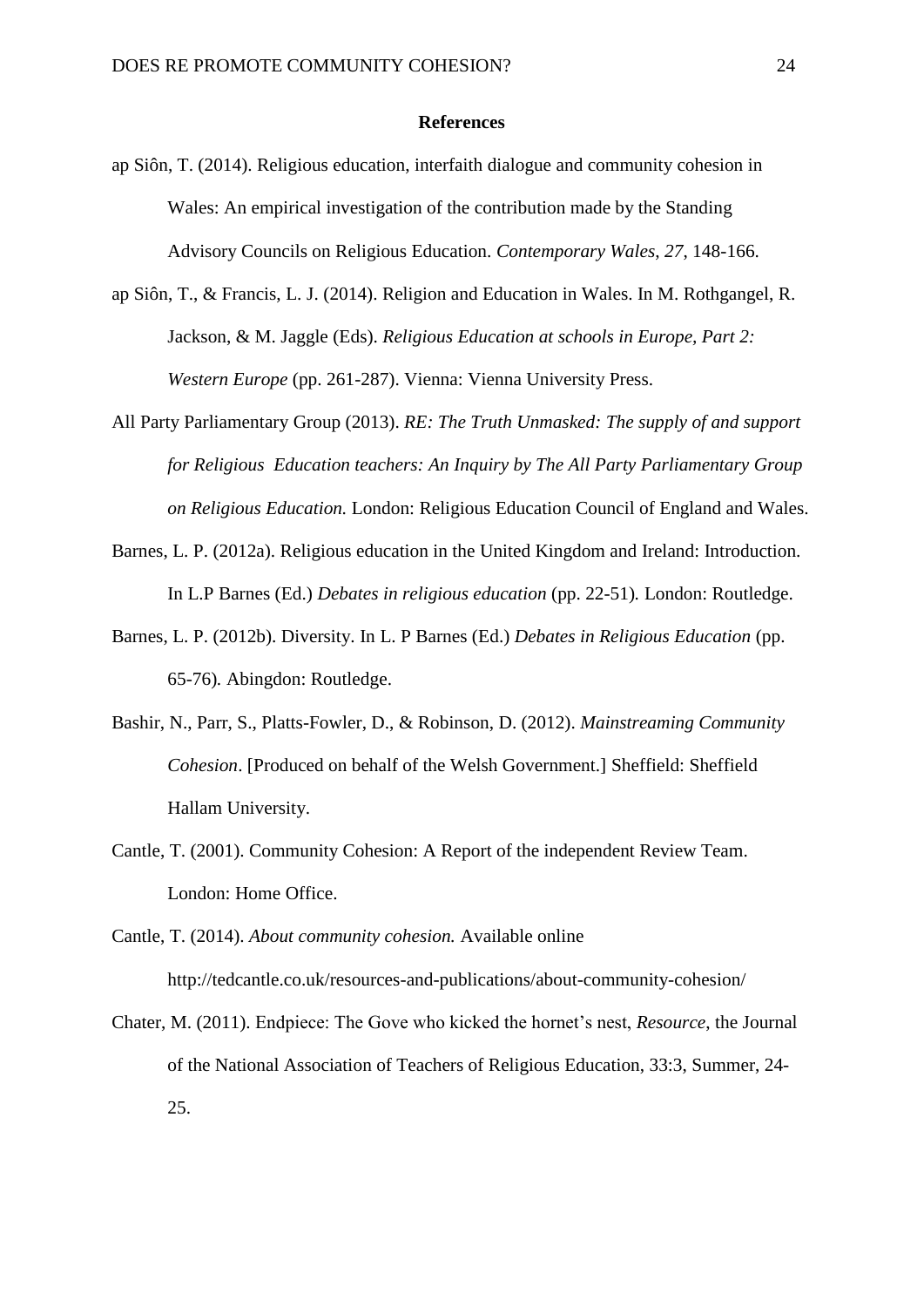## References

ap Siôn, T. (2014). Religious education, interfaith dialogue and community cohesion in Wales: An empirical investigation of the contribution made by the Standing Advisory Councils on Religious Education. *Contemporary Wales, 27*, 148-166.

ap Siôn, T., & Francis, L. J. (2014). Religion and Education in Wales. In M. Rothgangel, R. Jackson, & M. Jaggle (Eds). *Religious Education at schools in Europe, Part 2: Western Europe* (pp. 261-287). Vienna: Vienna University Press.

All Party Parliamentary Group (2013). *RE: The Truth Unmasked: The supply of and support for Religious Education teachers: An Inquiry by The All Party Parliamentary Group on Religious Education.* London: Religious Education Council of England and Wales.

Barnes, L. P. (2012a). Religious education in the United Kingdom and Ireland: Introduction. In L.P Barnes (Ed.) *Debates in religious education* (pp. 22-51)*.* London: Routledge.

Barnes, L. P. (2012b). Diversity. In L. P Barnes (Ed.) *Debates in Religious Education* (pp. 65-76)*.* Abingdon: Routledge.

Bashir, N., Parr, S., Platts-Fowler, D., & Robinson, D. (2012). *Mainstreaming Community Cohesion*. [Produced on behalf of the Welsh Government.] Sheffield: Sheffield Hallam University.

Cantle, T. (2001). Community Cohesion: A Report of the independent Review Team. London: Home Office.

Cantle, T. (2014). *About community cohesion.* Available online http://tedcantle.co.uk/resources-and-publications/about-community-cohesion/

Chater, M. (2011). Endpiece: The Gove who kicked the hornet's nest, *Resource,* the Journal of the National Association of Teachers of Religious Education, 33:3, Summer, 24-25.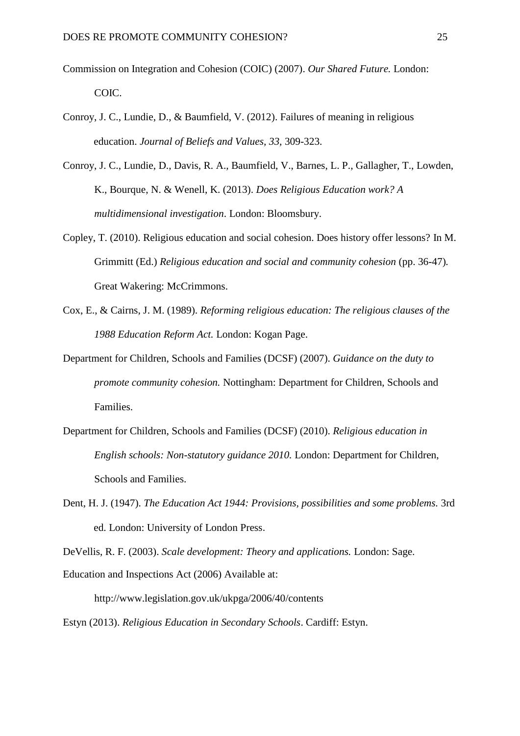Commission on Integration and Cohesion (COIC) (2007). *Our Shared Future.* London: COIC.

Conroy, J. C., Lundie, D., & Baumfield, V. (2012). Failures of meaning in religious education. *Journal of Beliefs and Values, 33,* 309-323.

Conroy, J. C., Lundie, D., Davis, R. A., Baumfield, V., Barnes, L. P., Gallagher, T., Lowden, K., Bourque, N. & Wenell, K. (2013). *Does Religious Education work? A multidimensional investigation*. London: Bloomsbury.

Copley, T. (2010). Religious education and social cohesion. Does history offer lessons? In M. Grimmitt (Ed.) *Religious education and social and community cohesion* (pp. 36-47). Great Wakering: McCrimmons.

Cox, E., & Cairns, J. M. (1989). *Reforming religious education: The religious clauses of the 1988 Education Reform Act.* London: Kogan Page.

Department for Children, Schools and Families (DCSF) (2007). *Guidance on the duty to promote community cohesion.* Nottingham: Department for Children, Schools and Families.

Department for Children, Schools and Families (DCSF) (2010). *Religious education in English schools: Non-statutory guidance 2010.* London: Department for Children, Schools and Families.

Dent, H. J. (1947). *The Education Act 1944: Provisions, possibilities and some problems.* 3rd ed. London: University of London Press.

DeVellis, R. F. (2003). *Scale development: Theory and applications.* London: Sage.

Education and Inspections Act (2006) Available at: http://www.legislation.gov.uk/ukpga/2006/40/contents

Estyn (2013). *Religious Education in Secondary Schools*. Cardiff: Estyn.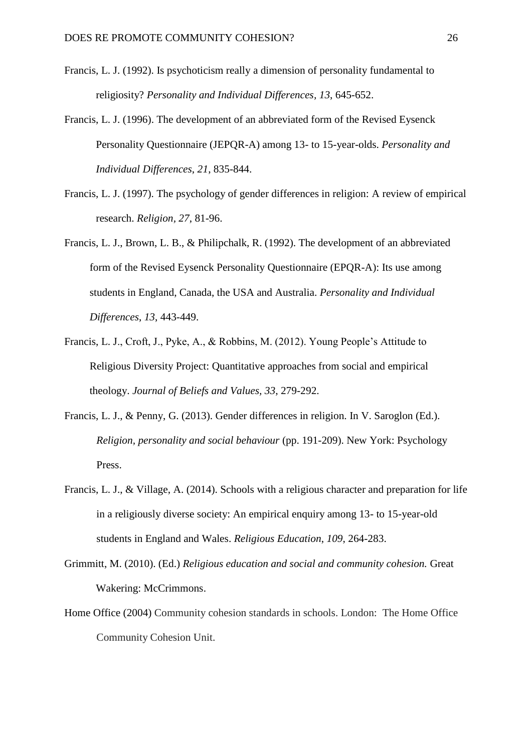Francis, L. J. (1992). Is psychoticism really a dimension of personality fundamental to religiosity? *Personality and Individual Differences*, *13*, 645-652.

Francis, L. J. (1996). The development of an abbreviated form of the Revised Eysenck Personality Questionnaire (JEPQR-A) among 13- to 15-year-olds. *Personality and Individual Differences*, *21*, 835-844.

Francis, L. J. (1997). The psychology of gender differences in religion: A review of empirical research. *Religion, 27*, 81-96.

Francis, L. J., Brown, L. B., & Philipchalk, R. (1992). The development of an abbreviated form of the Revised Eysenck Personality Questionnaire (EPQR-A): Its use among students in England, Canada, the USA and Australia. *Personality and Individual Differences*, *13*, 443-449.

Francis, L. J., Croft, J., Pyke, A., & Robbins, M. (2012). Young People's Attitude to Religious Diversity Project: Quantitative approaches from social and empirical theology. *Journal of Beliefs and Values, 33*, 279-292.

Francis, L. J., & Penny, G. (2013). Gender differences in religion. In V. Saroglon (Ed.). *Religion, personality and social behaviour* (pp. 191-209). New York: Psychology Press.

Francis, L. J., & Village, A. (2014). Schools with a religious character and preparation for life in a religiously diverse society: An empirical enquiry among 13- to 15-year-old students in England and Wales. *Religious Education*, *109*, 264-283.

Grimmitt, M. (2010). (Ed.) *Religious education and social and community cohesion.* Great Wakering: McCrimmons.

Home Office (2004) Community cohesion standards in schools. London: The Home Office Community Cohesion Unit.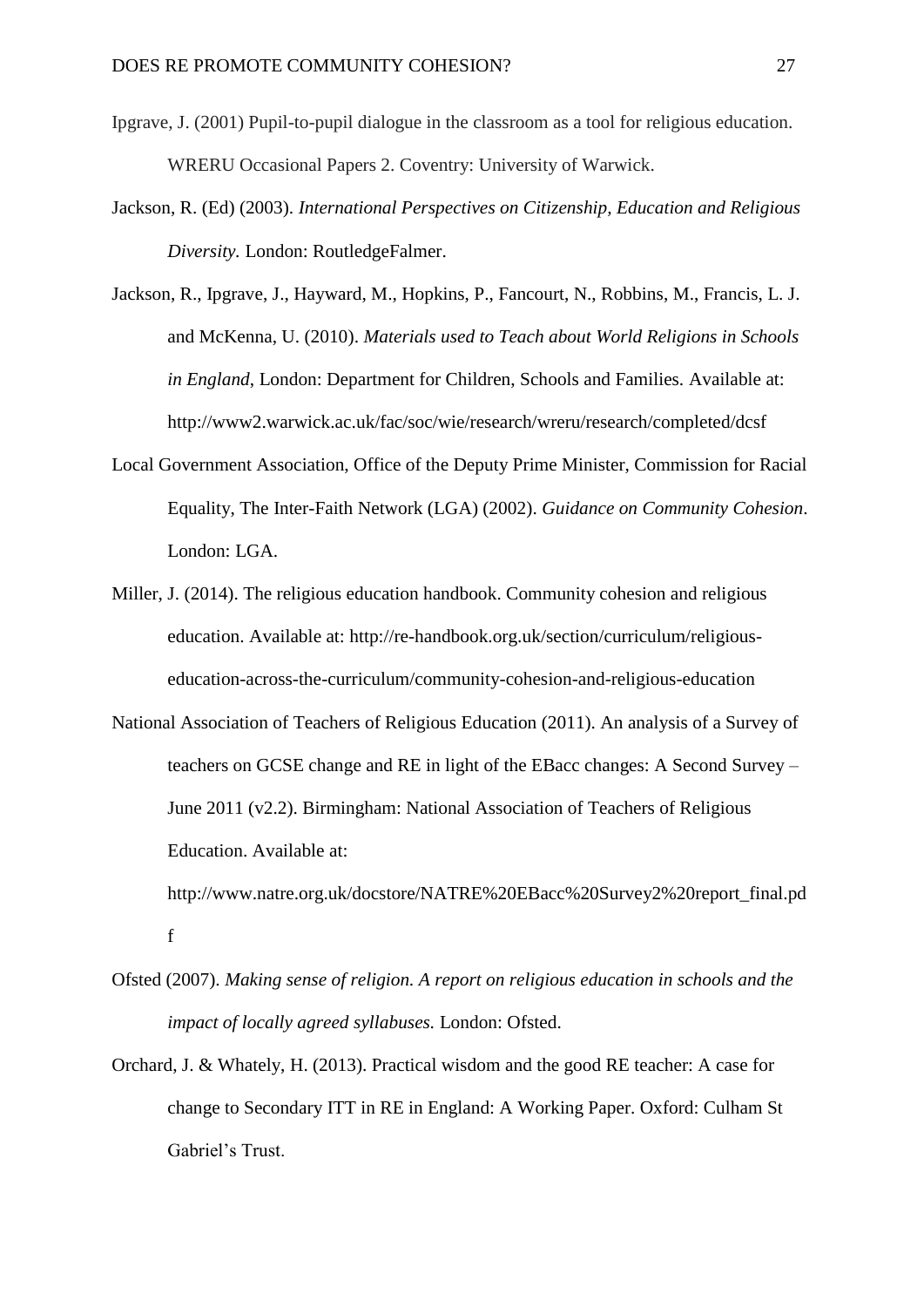Ipgrave, J. (2001) Pupil-to-pupil dialogue in the classroom as a tool for religious education. WRERU Occasional Papers 2. Coventry: University of Warwick.

Jackson, R. (Ed) (2003). *International Perspectives on Citizenship, Education and Religious Diversity.* London: RoutledgeFalmer.

Jackson, R., Ipgrave, J., Hayward, M., Hopkins, P., Fancourt, N., Robbins, M., Francis, L. J. and McKenna, U. (2010). *Materials used to Teach about World Religions in Schools in England*, London: Department for Children, Schools and Families. Available at: http://www2.warwick.ac.uk/fac/soc/wie/research/wreru/research/completed/dcsf

Local Government Association, Office of the Deputy Prime Minister, Commission for Racial Equality, The Inter-Faith Network (LGA) (2002). *Guidance on Community Cohesion*. London: LGA.

Miller, J. (2014). The religious education handbook. Community cohesion and religious education. Available at: http://re-handbook.org.uk/section/curriculum/religious-education-across-the-curriculum/community-cohesion-and-religious-education

National Association of Teachers of Religious Education (2011). An analysis of a Survey of teachers on GCSE change and RE in light of the EBacc changes: A Second Survey – June 2011 (v2.2). Birmingham: National Association of Teachers of Religious Education. Available at: http://www.natre.org.uk/docstore/NATRE%20EBacc%20Survey2%20report_final.pdf

Ofsted (2007). *Making sense of religion. A report on religious education in schools and the impact of locally agreed syllabuses.* London: Ofsted.

Orchard, J. & Whately, H. (2013). Practical wisdom and the good RE teacher: A case for change to Secondary ITT in RE in England: A Working Paper. Oxford: Culham St Gabriel's Trust.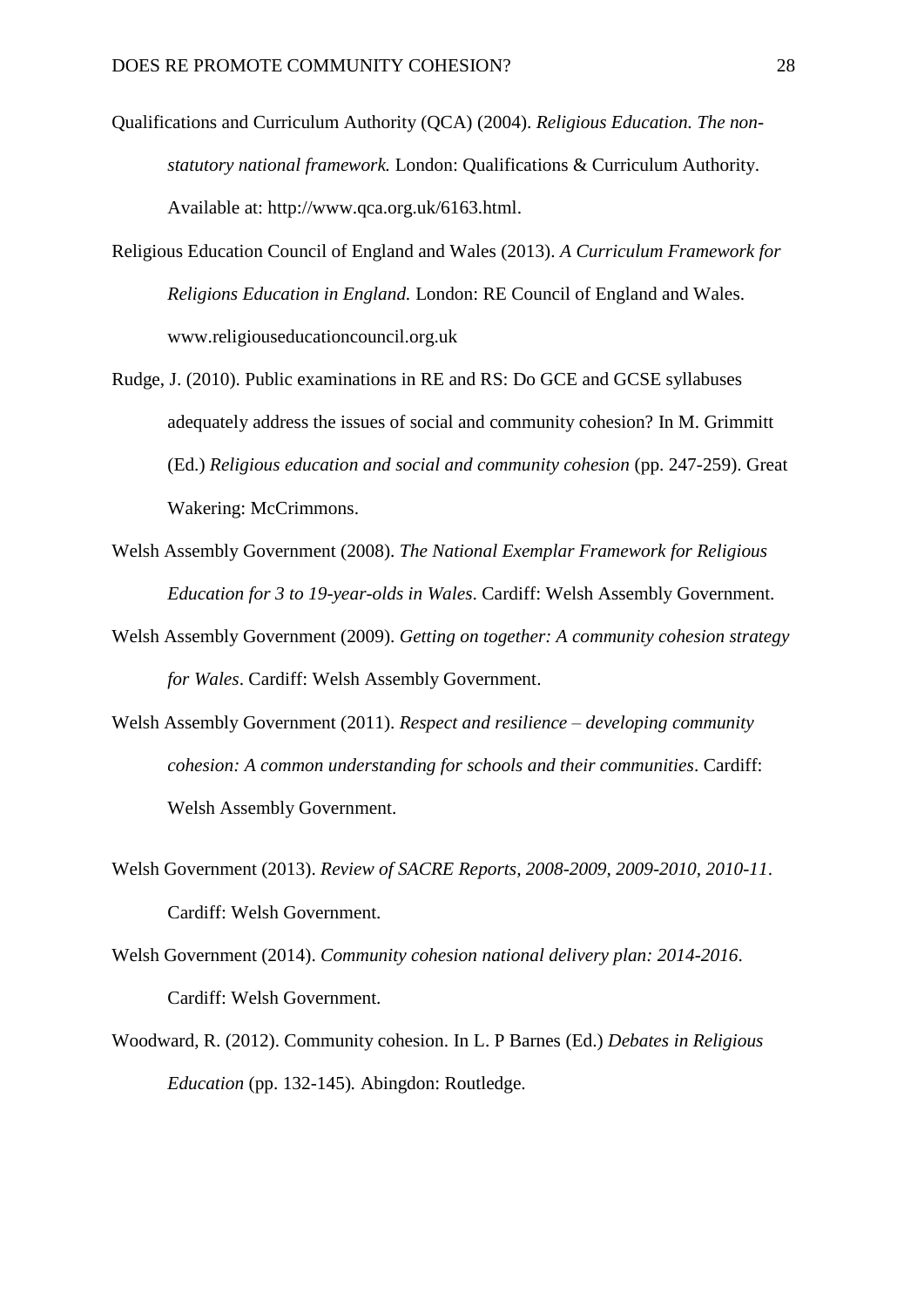Qualifications and Curriculum Authority (QCA) (2004). *Religious Education. The non-statutory national framework.* London: Qualifications & Curriculum Authority. Available at: http://www.qca.org.uk/6163.html.

Religious Education Council of England and Wales (2013). *A Curriculum Framework for Religions Education in England.* London: RE Council of England and Wales. www.religiouseducationcouncil.org.uk

Rudge, J. (2010). Public examinations in RE and RS: Do GCE and GCSE syllabuses adequately address the issues of social and community cohesion? In M. Grimmitt (Ed.) *Religious education and social and community cohesion* (pp. 247-259). Great Wakering: McCrimmons.

Welsh Assembly Government (2008). *The National Exemplar Framework for Religious Education for 3 to 19-year-olds in Wales*. Cardiff: Welsh Assembly Government.

Welsh Assembly Government (2009). *Getting on together: A community cohesion strategy for Wales*. Cardiff: Welsh Assembly Government.

Welsh Assembly Government (2011). *Respect and resilience – developing community cohesion: A common understanding for schools and their communities*. Cardiff: Welsh Assembly Government.

Welsh Government (2013). *Review of SACRE Reports, 2008-2009, 2009-2010, 2010-11*. Cardiff: Welsh Government.

Welsh Government (2014). *Community cohesion national delivery plan: 2014-2016*. Cardiff: Welsh Government.

Woodward, R. (2012). Community cohesion. In L. P Barnes (Ed.) *Debates in Religious Education* (pp. 132-145). Abingdon: Routledge.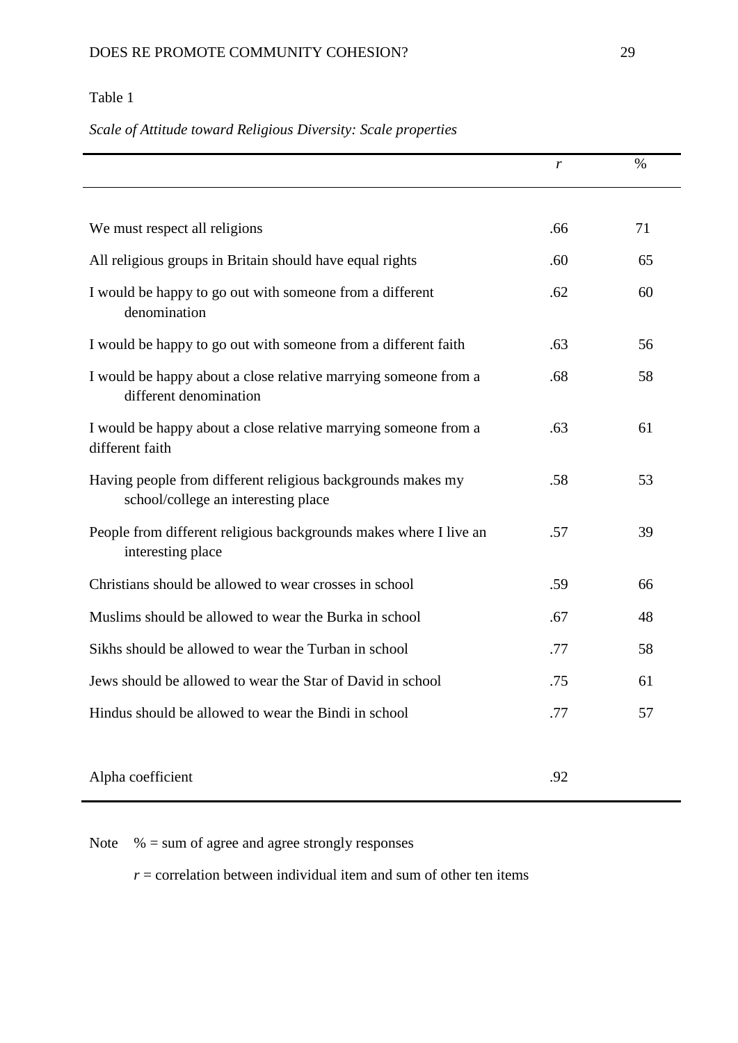Table 1

*Scale of Attitude toward Religious Diversity: Scale properties*

| | *r* | % |
|---|---|---|
| We must respect all religions | .66 | 71 |
| All religious groups in Britain should have equal rights | .60 | 65 |
| I would be happy to go out with someone from a different denomination | .62 | 60 |
| I would be happy to go out with someone from a different faith | .63 | 56 |
| I would be happy about a close relative marrying someone from a different denomination | .68 | 58 |
| I would be happy about a close relative marrying someone from a different faith | .63 | 61 |
| Having people from different religious backgrounds makes my school/college an interesting place | .58 | 53 |
| People from different religious backgrounds makes where I live an interesting place | .57 | 39 |
| Christians should be allowed to wear crosses in school | .59 | 66 |
| Muslims should be allowed to wear the Burka in school | .67 | 48 |
| Sikhs should be allowed to wear the Turban in school | .77 | 58 |
| Jews should be allowed to wear the Star of David in school | .75 | 61 |
| Hindus should be allowed to wear the Bindi in school | .77 | 57 |
| Alpha coefficient | .92 | |

Note % = sum of agree and agree strongly responses

*r* = correlation between individual item and sum of other ten items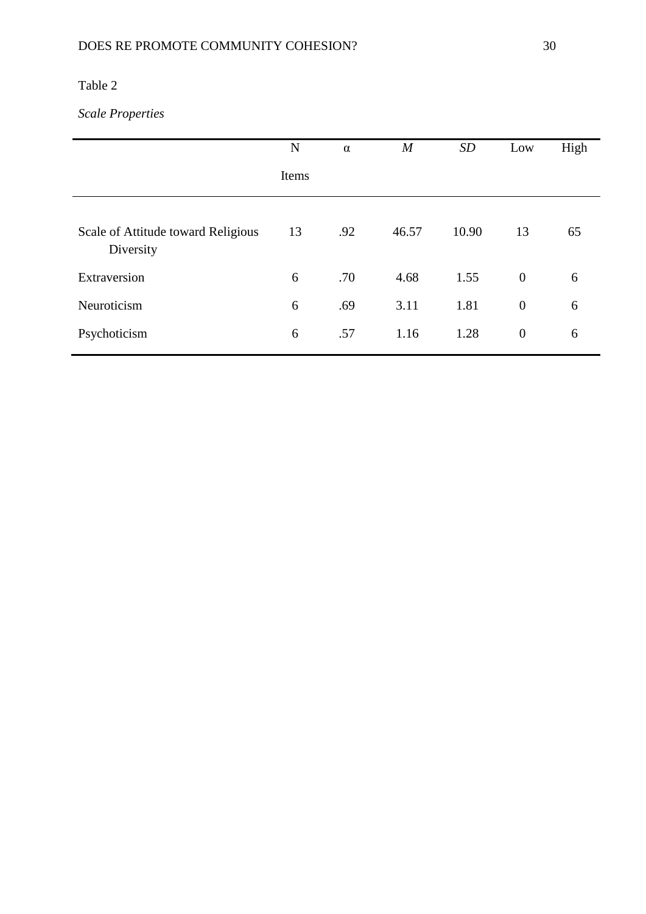Table 2

*Scale Properties*

| | N Items | α | *M* | *SD* | Low | High |
|---|---|---|---|---|---|---|
| Scale of Attitude toward Religious Diversity | 13 | .92 | 46.57 | 10.90 | 13 | 65 |
| Extraversion | 6 | .70 | 4.68 | 1.55 | 0 | 6 |
| Neuroticism | 6 | .69 | 3.11 | 1.81 | 0 | 6 |
| Psychoticism | 6 | .57 | 1.16 | 1.28 | 0 | 6 |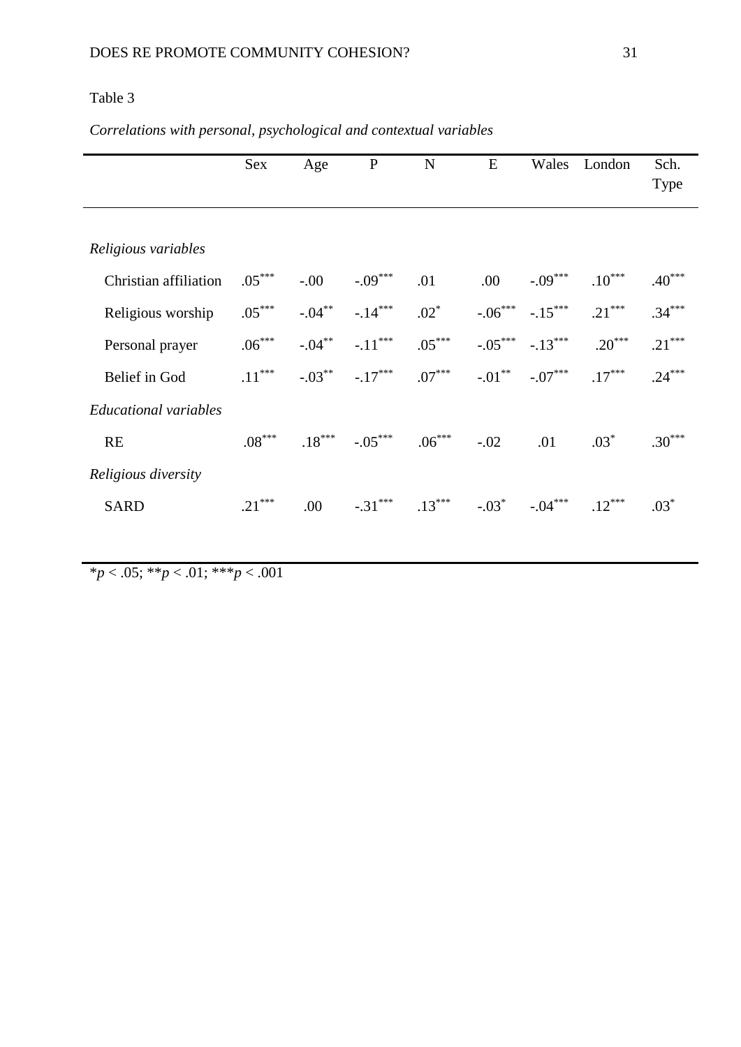Table 3

*Correlations with personal, psychological and contextual variables*

| | Sex | Age | P | N | E | Wales | London | Sch. Type |
|---|---|---|---|---|---|---|---|---|
| *Religious variables* | | | | | | | | |
| Christian affiliation | .05*** | -.00 | -.09*** | .01 | .00 | -.09*** | .10*** | .40*** |
| Religious worship | .05*** | -.04** | -.14*** | .02* | -.06*** | -.15*** | .21*** | .34*** |
| Personal prayer | .06*** | -.04** | -.11*** | .05*** | -.05*** | -.13*** | .20*** | .21*** |
| Belief in God | .11*** | -.03** | -.17*** | .07*** | -.01** | -.07*** | .17*** | .24*** |
| *Educational variables* | | | | | | | | |
| RE | .08*** | .18*** | -.05*** | .06*** | -.02 | .01 | .03* | .30*** |
| *Religious diversity* | | | | | | | | |
| SARD | .21*** | .00 | -.31*** | .13*** | -.03* | -.04*** | .12*** | .03* |

*$p < .05$; **$p < .01$; ***$p < .001$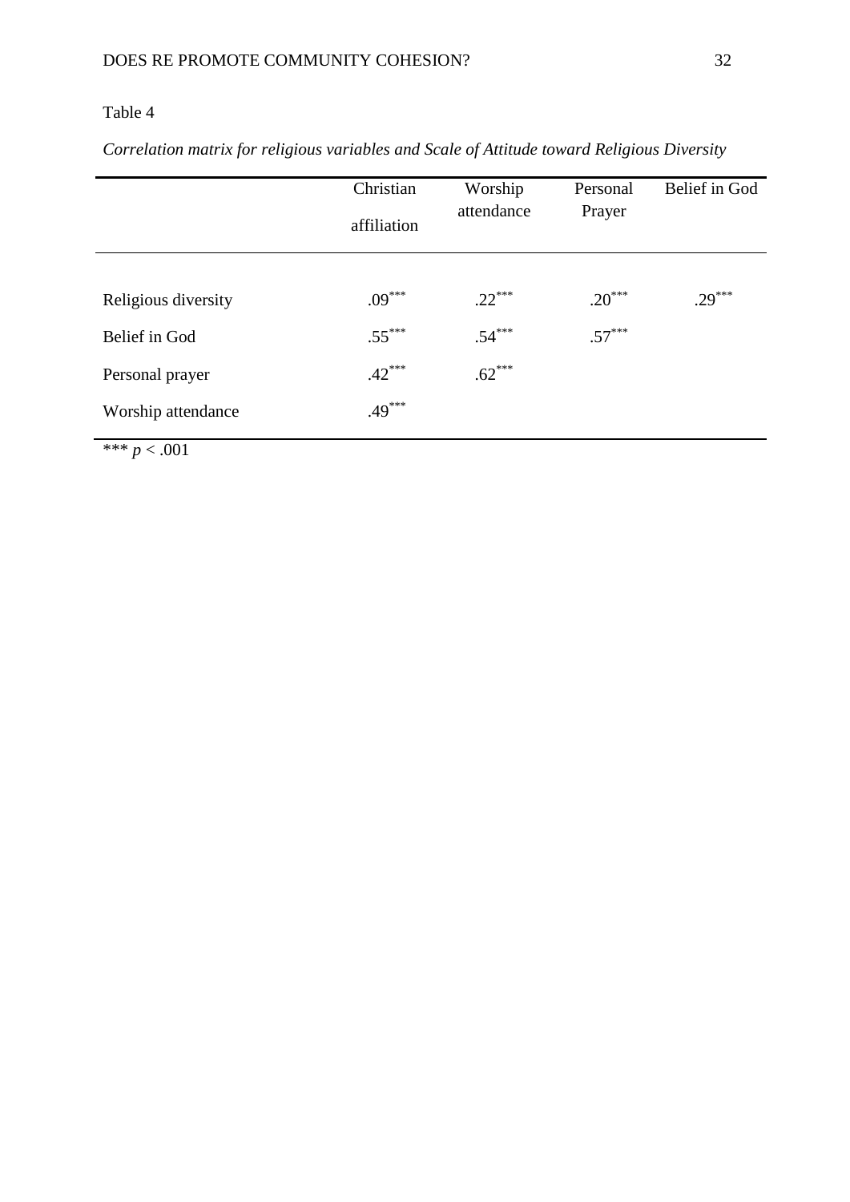Table 4

*Correlation matrix for religious variables and Scale of Attitude toward Religious Diversity*

| | Christian affiliation | Worship attendance | Personal Prayer | Belief in God |
|---|---|---|---|---|
| Religious diversity | $.09^{***}$ | $.22^{***}$ | $.20^{***}$ | $.29^{***}$ |
| Belief in God | $.55^{***}$ | $.54^{***}$ | $.57^{***}$ | |
| Personal prayer | $.42^{***}$ | $.62^{***}$ | | |
| Worship attendance | $.49^{***}$ | | | |

*** $p < .001$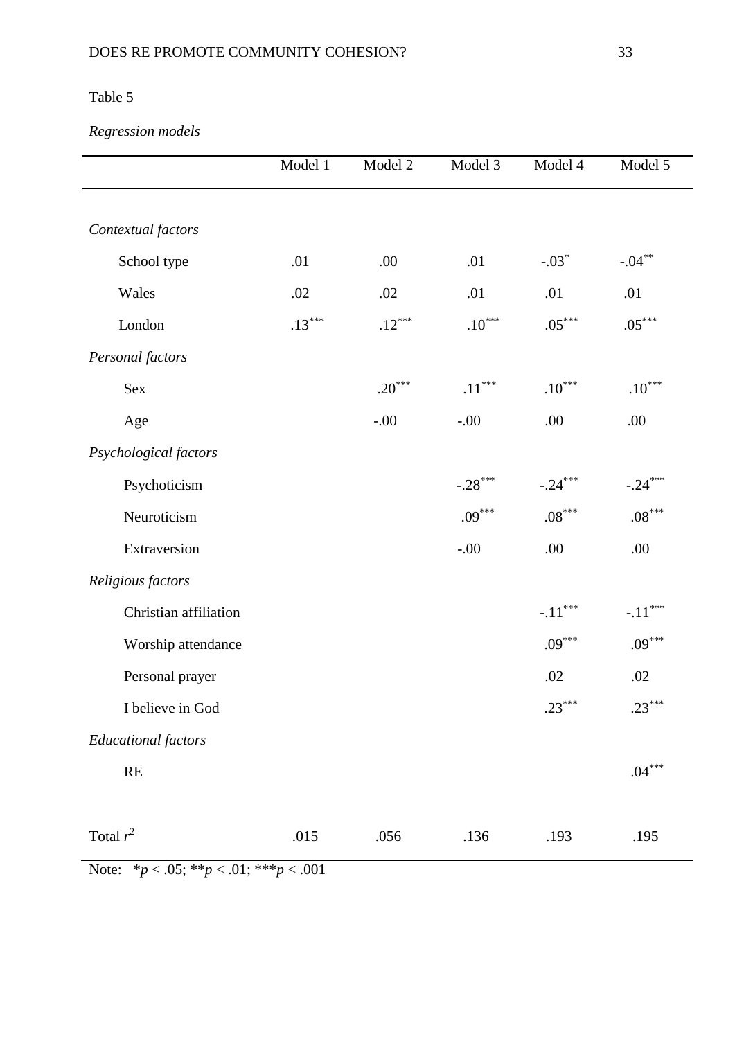Table 5

*Regression models*

| | Model 1 | Model 2 | Model 3 | Model 4 | Model 5 |
|---|---|---|---|---|---|
| *Contextual factors* | | | | | |
| School type | .01 | .00 | .01 | -.03* | -.04** |
| Wales | .02 | .02 | .01 | .01 | .01 |
| London | .13*** | .12*** | .10*** | .05*** | .05*** |
| *Personal factors* | | | | | |
| Sex | | .20*** | .11*** | .10*** | .10*** |
| Age | | -.00 | -.00 | .00 | .00 |
| *Psychological factors* | | | | | |
| Psychoticism | | | -.28*** | -.24*** | -.24*** |
| Neuroticism | | | .09*** | .08*** | .08*** |
| Extraversion | | | -.00 | .00 | .00 |
| *Religious factors* | | | | | |
| Christian affiliation | | | | -.11*** | -.11*** |
| Worship attendance | | | | .09*** | .09*** |
| Personal prayer | | | | .02 | .02 |
| I believe in God | | | | .23*** | .23*** |
| *Educational factors* | | | | | |
| RE | | | | | .04*** |
| Total $r^2$ | .015 | .056 | .136 | .193 | .195 |

Note: \*$p < .05$; \*\*$p < .01$; \*\*\*$p < .001$